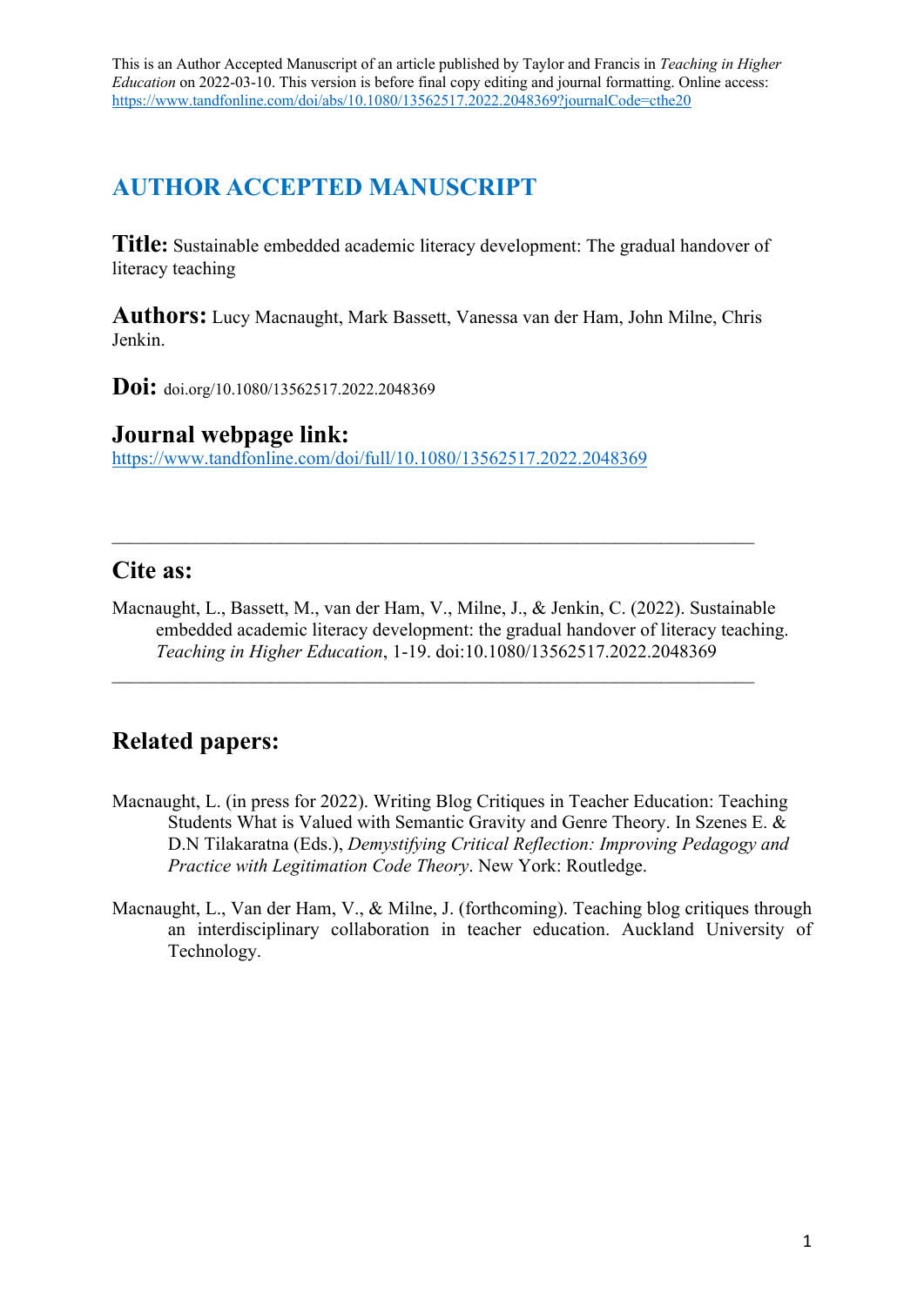This is an Author Accepted Manuscript of an article published by Taylor and Francis in *Teaching in Higher Education* on 2022-03-10. This version is before final copy editing and journal formatting. Online access: https://www.tandfonline.com/doi/abs/10.1080/13562517.2022.2048369?journalCode=cthe20

# AUTHOR ACCEPTED MANUSCRIPT

**Title:** Sustainable embedded academic literacy development: The gradual handover of literacy teaching

**Authors:** Lucy Macnaught, Mark Bassett, Vanessa van der Ham, John Milne, Chris Jenkin.

**Doi:** doi.org/10.1080/13562517.2022.2048369

## Journal webpage link:

https://www.tandfonline.com/doi/full/10.1080/13562517.2022.2048369

---

## Cite as:

Macnaught, L., Bassett, M., van der Ham, V., Milne, J., & Jenkin, C. (2022). Sustainable embedded academic literacy development: the gradual handover of literacy teaching. *Teaching in Higher Education*, 1-19. doi:10.1080/13562517.2022.2048369

---

## Related papers:

Macnaught, L. (in press for 2022). Writing Blog Critiques in Teacher Education: Teaching Students What is Valued with Semantic Gravity and Genre Theory. In Szenes E. & D.N Tilakaratna (Eds.), *Demystifying Critical Reflection: Improving Pedagogy and Practice with Legitimation Code Theory*. New York: Routledge.

Macnaught, L., Van der Ham, V., & Milne, J. (forthcoming). Teaching blog critiques through an interdisciplinary collaboration in teacher education. Auckland University of Technology.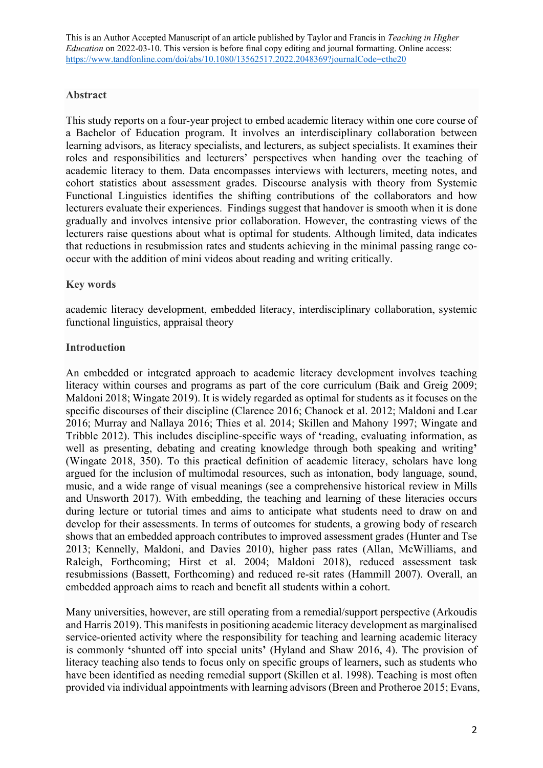This is an Author Accepted Manuscript of an article published by Taylor and Francis in *Teaching in Higher Education* on 2022-03-10. This version is before final copy editing and journal formatting. Online access: https://www.tandfonline.com/doi/abs/10.1080/13562517.2022.2048369?journalCode=cthe20

## Abstract

This study reports on a four-year project to embed academic literacy within one core course of a Bachelor of Education program. It involves an interdisciplinary collaboration between learning advisors, as literacy specialists, and lecturers, as subject specialists. It examines their roles and responsibilities and lecturers' perspectives when handing over the teaching of academic literacy to them. Data encompasses interviews with lecturers, meeting notes, and cohort statistics about assessment grades. Discourse analysis with theory from Systemic Functional Linguistics identifies the shifting contributions of the collaborators and how lecturers evaluate their experiences. Findings suggest that handover is smooth when it is done gradually and involves intensive prior collaboration. However, the contrasting views of the lecturers raise questions about what is optimal for students. Although limited, data indicates that reductions in resubmission rates and students achieving in the minimal passing range co-occur with the addition of mini videos about reading and writing critically.

## Key words

academic literacy development, embedded literacy, interdisciplinary collaboration, systemic functional linguistics, appraisal theory

## Introduction

An embedded or integrated approach to academic literacy development involves teaching literacy within courses and programs as part of the core curriculum (Baik and Greig 2009; Maldoni 2018; Wingate 2019). It is widely regarded as optimal for students as it focuses on the specific discourses of their discipline (Clarence 2016; Chanock et al. 2012; Maldoni and Lear 2016; Murray and Nallaya 2016; Thies et al. 2014; Skillen and Mahony 1997; Wingate and Tribble 2012). This includes discipline-specific ways of 'reading, evaluating information, as well as presenting, debating and creating knowledge through both speaking and writing' (Wingate 2018, 350). To this practical definition of academic literacy, scholars have long argued for the inclusion of multimodal resources, such as intonation, body language, sound, music, and a wide range of visual meanings (see a comprehensive historical review in Mills and Unsworth 2017). With embedding, the teaching and learning of these literacies occurs during lecture or tutorial times and aims to anticipate what students need to draw on and develop for their assessments. In terms of outcomes for students, a growing body of research shows that an embedded approach contributes to improved assessment grades (Hunter and Tse 2013; Kennelly, Maldoni, and Davies 2010), higher pass rates (Allan, McWilliams, and Raleigh, Forthcoming; Hirst et al. 2004; Maldoni 2018), reduced assessment task resubmissions (Bassett, Forthcoming) and reduced re-sit rates (Hammill 2007). Overall, an embedded approach aims to reach and benefit all students within a cohort.

Many universities, however, are still operating from a remedial/support perspective (Arkoudis and Harris 2019). This manifests in positioning academic literacy development as marginalised service-oriented activity where the responsibility for teaching and learning academic literacy is commonly 'shunted off into special units' (Hyland and Shaw 2016, 4). The provision of literacy teaching also tends to focus only on specific groups of learners, such as students who have been identified as needing remedial support (Skillen et al. 1998). Teaching is most often provided via individual appointments with learning advisors (Breen and Protheroe 2015; Evans,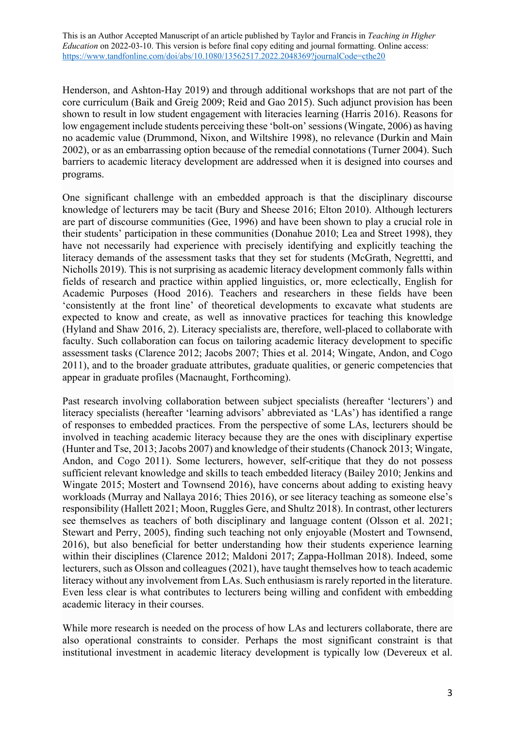Henderson, and Ashton-Hay 2019) and through additional workshops that are not part of the core curriculum (Baik and Greig 2009; Reid and Gao 2015). Such adjunct provision has been shown to result in low student engagement with literacies learning (Harris 2016). Reasons for low engagement include students perceiving these 'bolt-on' sessions (Wingate, 2006) as having no academic value (Drummond, Nixon, and Wiltshire 1998), no relevance (Durkin and Main 2002), or as an embarrassing option because of the remedial connotations (Turner 2004). Such barriers to academic literacy development are addressed when it is designed into courses and programs.

One significant challenge with an embedded approach is that the disciplinary discourse knowledge of lecturers may be tacit (Bury and Sheese 2016; Elton 2010). Although lecturers are part of discourse communities (Gee, 1996) and have been shown to play a crucial role in their students' participation in these communities (Donahue 2010; Lea and Street 1998), they have not necessarily had experience with precisely identifying and explicitly teaching the literacy demands of the assessment tasks that they set for students (McGrath, Negrettti, and Nicholls 2019). This is not surprising as academic literacy development commonly falls within fields of research and practice within applied linguistics, or, more eclectically, English for Academic Purposes (Hood 2016). Teachers and researchers in these fields have been 'consistently at the front line' of theoretical developments to excavate what students are expected to know and create, as well as innovative practices for teaching this knowledge (Hyland and Shaw 2016, 2). Literacy specialists are, therefore, well-placed to collaborate with faculty. Such collaboration can focus on tailoring academic literacy development to specific assessment tasks (Clarence 2012; Jacobs 2007; Thies et al. 2014; Wingate, Andon, and Cogo 2011), and to the broader graduate attributes, graduate qualities, or generic competencies that appear in graduate profiles (Macnaught, Forthcoming).

Past research involving collaboration between subject specialists (hereafter 'lecturers') and literacy specialists (hereafter 'learning advisors' abbreviated as 'LAs') has identified a range of responses to embedded practices. From the perspective of some LAs, lecturers should be involved in teaching academic literacy because they are the ones with disciplinary expertise (Hunter and Tse, 2013; Jacobs 2007) and knowledge of their students (Chanock 2013; Wingate, Andon, and Cogo 2011). Some lecturers, however, self-critique that they do not possess sufficient relevant knowledge and skills to teach embedded literacy (Bailey 2010; Jenkins and Wingate 2015; Mostert and Townsend 2016), have concerns about adding to existing heavy workloads (Murray and Nallaya 2016; Thies 2016), or see literacy teaching as someone else's responsibility (Hallett 2021; Moon, Ruggles Gere, and Shultz 2018). In contrast, other lecturers see themselves as teachers of both disciplinary and language content (Olsson et al. 2021; Stewart and Perry, 2005), finding such teaching not only enjoyable (Mostert and Townsend, 2016), but also beneficial for better understanding how their students experience learning within their disciplines (Clarence 2012; Maldoni 2017; Zappa-Hollman 2018). Indeed, some lecturers, such as Olsson and colleagues (2021), have taught themselves how to teach academic literacy without any involvement from LAs. Such enthusiasm is rarely reported in the literature. Even less clear is what contributes to lecturers being willing and confident with embedding academic literacy in their courses.

While more research is needed on the process of how LAs and lecturers collaborate, there are also operational constraints to consider. Perhaps the most significant constraint is that institutional investment in academic literacy development is typically low (Devereux et al.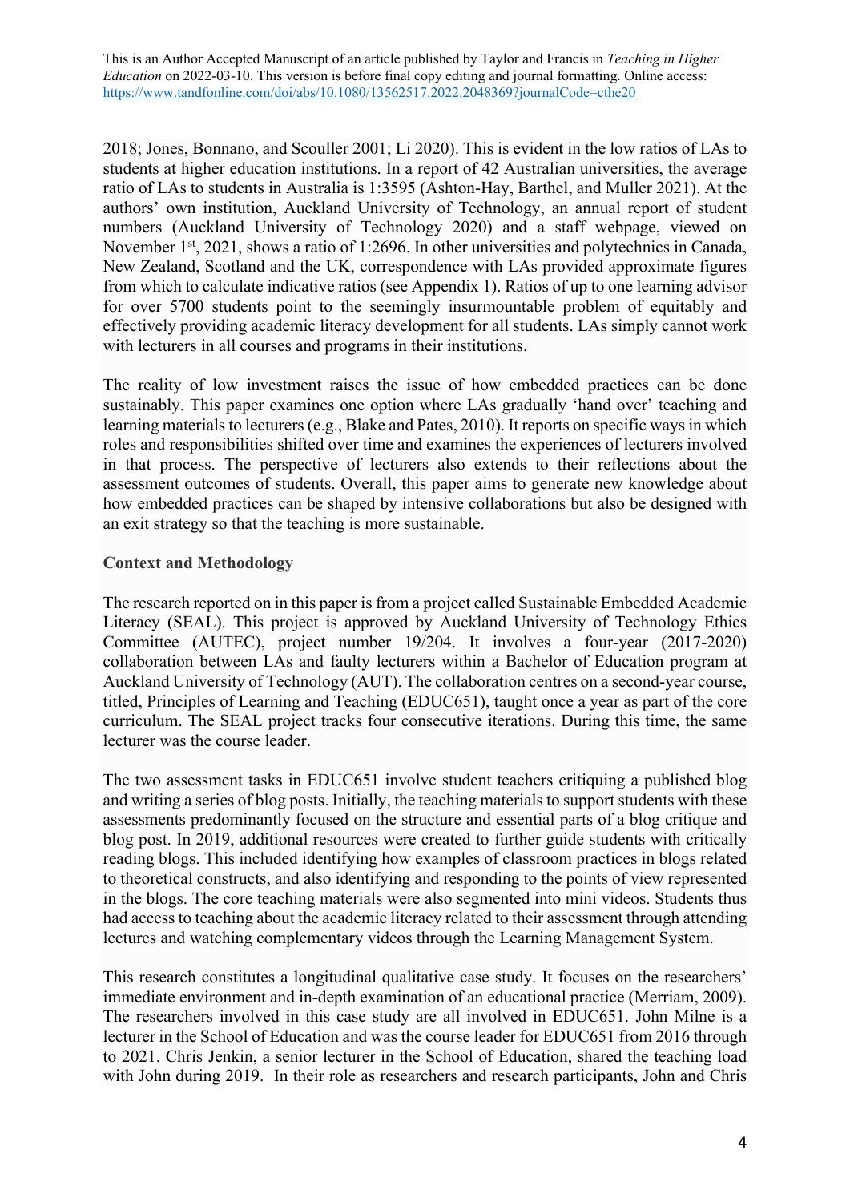2018; Jones, Bonnano, and Scouller 2001; Li 2020). This is evident in the low ratios of LAs to students at higher education institutions. In a report of 42 Australian universities, the average ratio of LAs to students in Australia is 1:3595 (Ashton-Hay, Barthel, and Muller 2021). At the authors' own institution, Auckland University of Technology, an annual report of student numbers (Auckland University of Technology 2020) and a staff webpage, viewed on November 1st, 2021, shows a ratio of 1:2696. In other universities and polytechnics in Canada, New Zealand, Scotland and the UK, correspondence with LAs provided approximate figures from which to calculate indicative ratios (see Appendix 1). Ratios of up to one learning advisor for over 5700 students point to the seemingly insurmountable problem of equitably and effectively providing academic literacy development for all students. LAs simply cannot work with lecturers in all courses and programs in their institutions.

The reality of low investment raises the issue of how embedded practices can be done sustainably. This paper examines one option where LAs gradually 'hand over' teaching and learning materials to lecturers (e.g., Blake and Pates, 2010). It reports on specific ways in which roles and responsibilities shifted over time and examines the experiences of lecturers involved in that process. The perspective of lecturers also extends to their reflections about the assessment outcomes of students. Overall, this paper aims to generate new knowledge about how embedded practices can be shaped by intensive collaborations but also be designed with an exit strategy so that the teaching is more sustainable.

**Context and Methodology**

The research reported on in this paper is from a project called Sustainable Embedded Academic Literacy (SEAL). This project is approved by Auckland University of Technology Ethics Committee (AUTEC), project number 19/204. It involves a four-year (2017-2020) collaboration between LAs and faulty lecturers within a Bachelor of Education program at Auckland University of Technology (AUT). The collaboration centres on a second-year course, titled, Principles of Learning and Teaching (EDUC651), taught once a year as part of the core curriculum. The SEAL project tracks four consecutive iterations. During this time, the same lecturer was the course leader.

The two assessment tasks in EDUC651 involve student teachers critiquing a published blog and writing a series of blog posts. Initially, the teaching materials to support students with these assessments predominantly focused on the structure and essential parts of a blog critique and blog post. In 2019, additional resources were created to further guide students with critically reading blogs. This included identifying how examples of classroom practices in blogs related to theoretical constructs, and also identifying and responding to the points of view represented in the blogs. The core teaching materials were also segmented into mini videos. Students thus had access to teaching about the academic literacy related to their assessment through attending lectures and watching complementary videos through the Learning Management System.

This research constitutes a longitudinal qualitative case study. It focuses on the researchers' immediate environment and in-depth examination of an educational practice (Merriam, 2009). The researchers involved in this case study are all involved in EDUC651. John Milne is a lecturer in the School of Education and was the course leader for EDUC651 from 2016 through to 2021. Chris Jenkin, a senior lecturer in the School of Education, shared the teaching load with John during 2019. In their role as researchers and research participants, John and Chris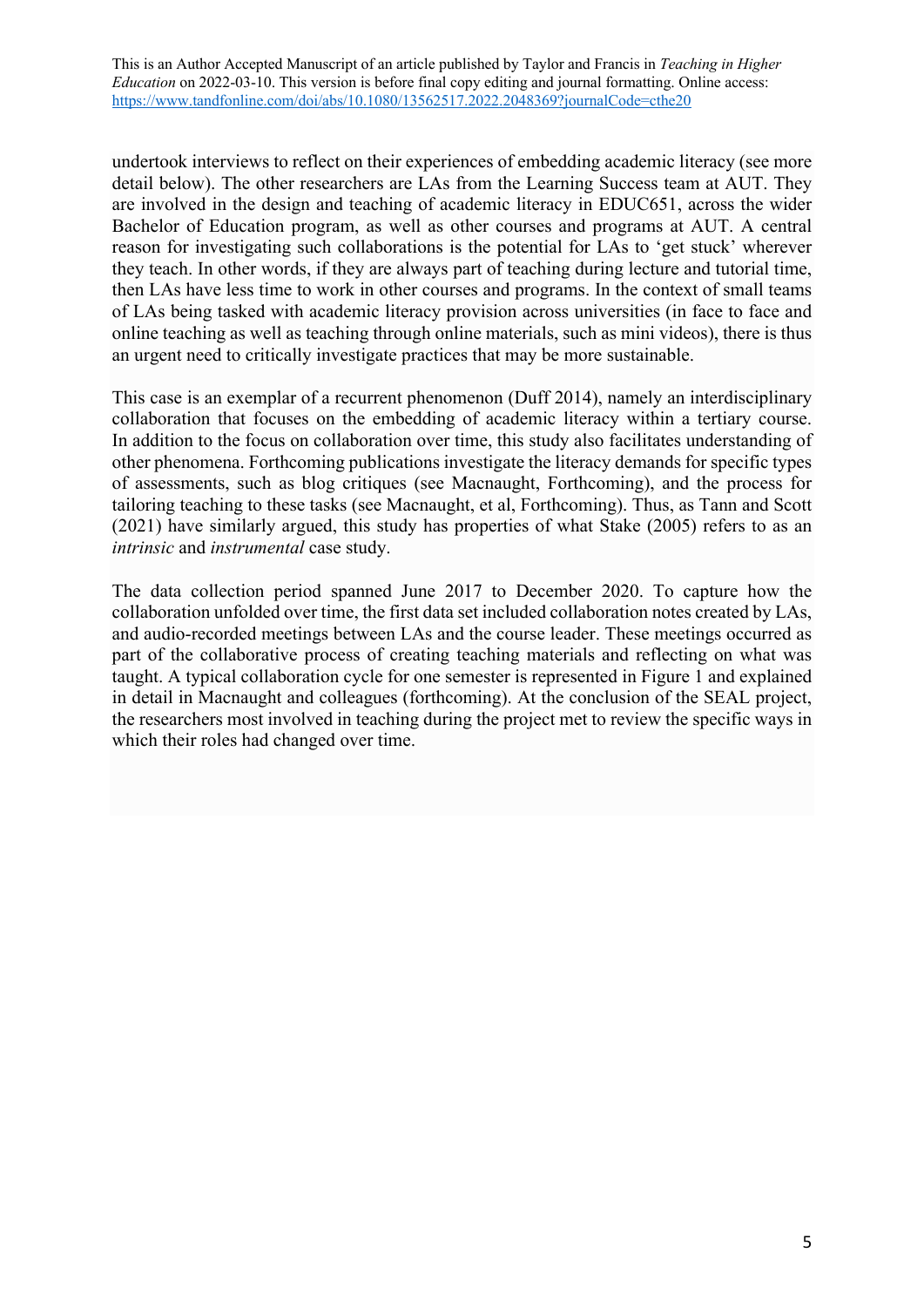undertook interviews to reflect on their experiences of embedding academic literacy (see more detail below). The other researchers are LAs from the Learning Success team at AUT. They are involved in the design and teaching of academic literacy in EDUC651, across the wider Bachelor of Education program, as well as other courses and programs at AUT. A central reason for investigating such collaborations is the potential for LAs to 'get stuck' wherever they teach. In other words, if they are always part of teaching during lecture and tutorial time, then LAs have less time to work in other courses and programs. In the context of small teams of LAs being tasked with academic literacy provision across universities (in face to face and online teaching as well as teaching through online materials, such as mini videos), there is thus an urgent need to critically investigate practices that may be more sustainable.

This case is an exemplar of a recurrent phenomenon (Duff 2014), namely an interdisciplinary collaboration that focuses on the embedding of academic literacy within a tertiary course. In addition to the focus on collaboration over time, this study also facilitates understanding of other phenomena. Forthcoming publications investigate the literacy demands for specific types of assessments, such as blog critiques (see Macnaught, Forthcoming), and the process for tailoring teaching to these tasks (see Macnaught, et al, Forthcoming). Thus, as Tann and Scott (2021) have similarly argued, this study has properties of what Stake (2005) refers to as an *intrinsic* and *instrumental* case study.

The data collection period spanned June 2017 to December 2020. To capture how the collaboration unfolded over time, the first data set included collaboration notes created by LAs, and audio-recorded meetings between LAs and the course leader. These meetings occurred as part of the collaborative process of creating teaching materials and reflecting on what was taught. A typical collaboration cycle for one semester is represented in Figure 1 and explained in detail in Macnaught and colleagues (forthcoming). At the conclusion of the SEAL project, the researchers most involved in teaching during the project met to review the specific ways in which their roles had changed over time.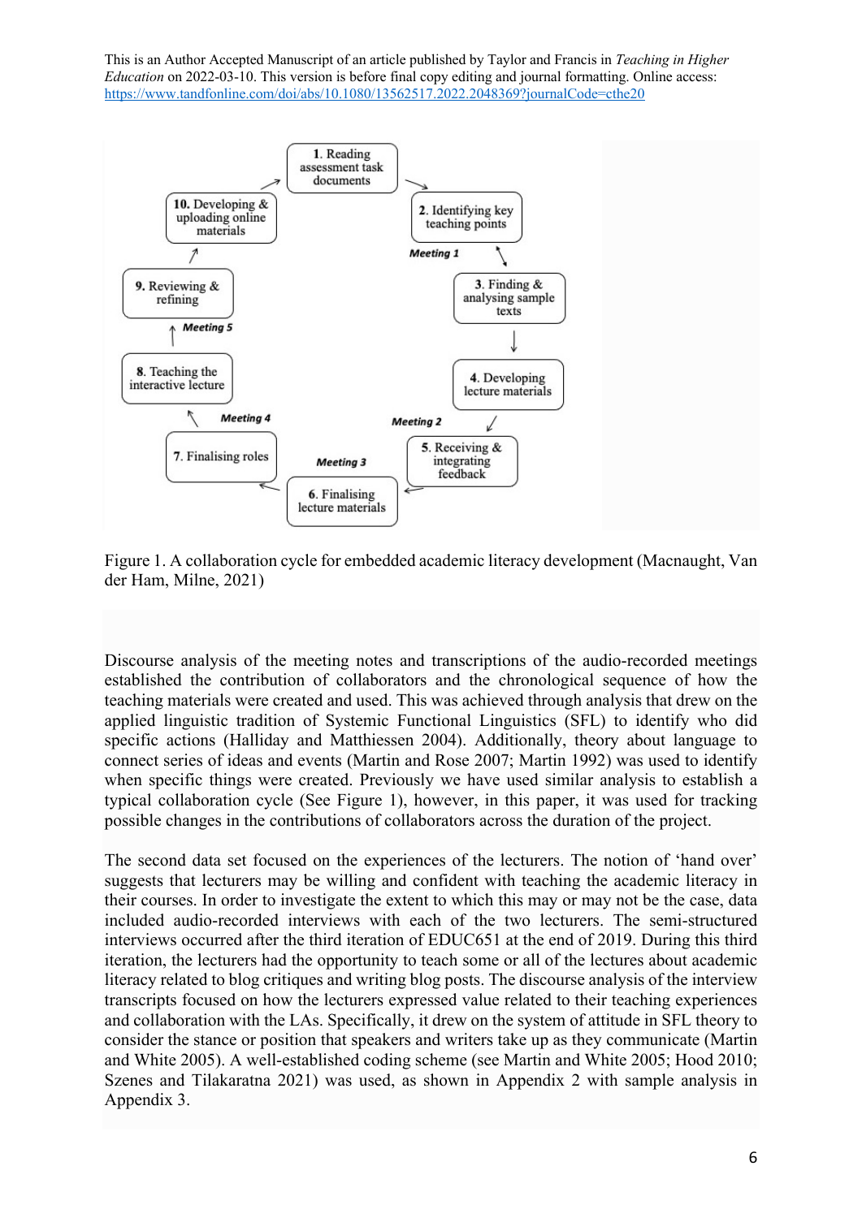Figure 1. A collaboration cycle for embedded academic literacy development (Macnaught, Van der Ham, Milne, 2021)

Discourse analysis of the meeting notes and transcriptions of the audio-recorded meetings established the contribution of collaborators and the chronological sequence of how the teaching materials were created and used. This was achieved through analysis that drew on the applied linguistic tradition of Systemic Functional Linguistics (SFL) to identify who did specific actions (Halliday and Matthiessen 2004). Additionally, theory about language to connect series of ideas and events (Martin and Rose 2007; Martin 1992) was used to identify when specific things were created. Previously we have used similar analysis to establish a typical collaboration cycle (See Figure 1), however, in this paper, it was used for tracking possible changes in the contributions of collaborators across the duration of the project.

The second data set focused on the experiences of the lecturers. The notion of 'hand over' suggests that lecturers may be willing and confident with teaching the academic literacy in their courses. In order to investigate the extent to which this may or may not be the case, data included audio-recorded interviews with each of the two lecturers. The semi-structured interviews occurred after the third iteration of EDUC651 at the end of 2019. During this third iteration, the lecturers had the opportunity to teach some or all of the lectures about academic literacy related to blog critiques and writing blog posts. The discourse analysis of the interview transcripts focused on how the lecturers expressed value related to their teaching experiences and collaboration with the LAs. Specifically, it drew on the system of attitude in SFL theory to consider the stance or position that speakers and writers take up as they communicate (Martin and White 2005). A well-established coding scheme (see Martin and White 2005; Hood 2010; Szenes and Tilakaratna 2021) was used, as shown in Appendix 2 with sample analysis in Appendix 3.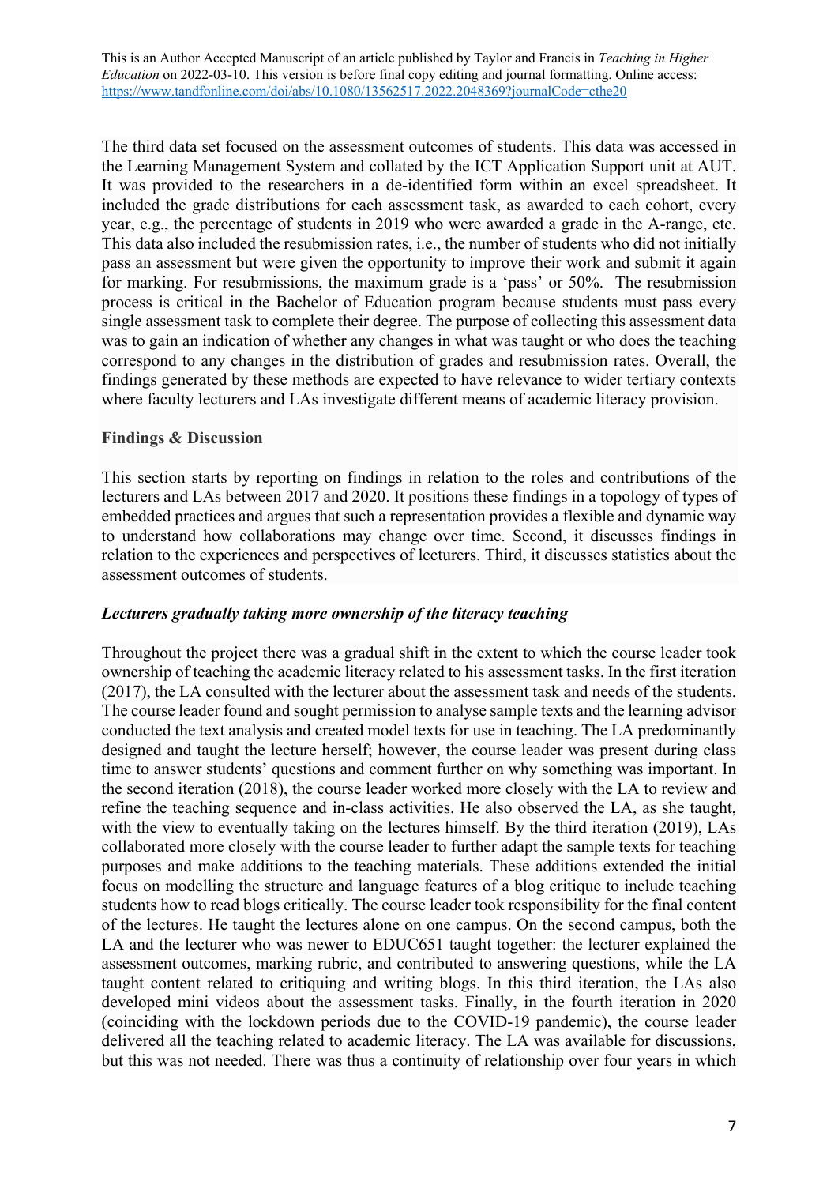The third data set focused on the assessment outcomes of students. This data was accessed in the Learning Management System and collated by the ICT Application Support unit at AUT. It was provided to the researchers in a de-identified form within an excel spreadsheet. It included the grade distributions for each assessment task, as awarded to each cohort, every year, e.g., the percentage of students in 2019 who were awarded a grade in the A-range, etc. This data also included the resubmission rates, i.e., the number of students who did not initially pass an assessment but were given the opportunity to improve their work and submit it again for marking. For resubmissions, the maximum grade is a 'pass' or 50%. The resubmission process is critical in the Bachelor of Education program because students must pass every single assessment task to complete their degree. The purpose of collecting this assessment data was to gain an indication of whether any changes in what was taught or who does the teaching correspond to any changes in the distribution of grades and resubmission rates. Overall, the findings generated by these methods are expected to have relevance to wider tertiary contexts where faculty lecturers and LAs investigate different means of academic literacy provision.

## Findings & Discussion

This section starts by reporting on findings in relation to the roles and contributions of the lecturers and LAs between 2017 and 2020. It positions these findings in a topology of types of embedded practices and argues that such a representation provides a flexible and dynamic way to understand how collaborations may change over time. Second, it discusses findings in relation to the experiences and perspectives of lecturers. Third, it discusses statistics about the assessment outcomes of students.

### *Lecturers gradually taking more ownership of the literacy teaching*

Throughout the project there was a gradual shift in the extent to which the course leader took ownership of teaching the academic literacy related to his assessment tasks. In the first iteration (2017), the LA consulted with the lecturer about the assessment task and needs of the students. The course leader found and sought permission to analyse sample texts and the learning advisor conducted the text analysis and created model texts for use in teaching. The LA predominantly designed and taught the lecture herself; however, the course leader was present during class time to answer students' questions and comment further on why something was important. In the second iteration (2018), the course leader worked more closely with the LA to review and refine the teaching sequence and in-class activities. He also observed the LA, as she taught, with the view to eventually taking on the lectures himself. By the third iteration (2019), LAs collaborated more closely with the course leader to further adapt the sample texts for teaching purposes and make additions to the teaching materials. These additions extended the initial focus on modelling the structure and language features of a blog critique to include teaching students how to read blogs critically. The course leader took responsibility for the final content of the lectures. He taught the lectures alone on one campus. On the second campus, both the LA and the lecturer who was newer to EDUC651 taught together: the lecturer explained the assessment outcomes, marking rubric, and contributed to answering questions, while the LA taught content related to critiquing and writing blogs. In this third iteration, the LAs also developed mini videos about the assessment tasks. Finally, in the fourth iteration in 2020 (coinciding with the lockdown periods due to the COVID-19 pandemic), the course leader delivered all the teaching related to academic literacy. The LA was available for discussions, but this was not needed. There was thus a continuity of relationship over four years in which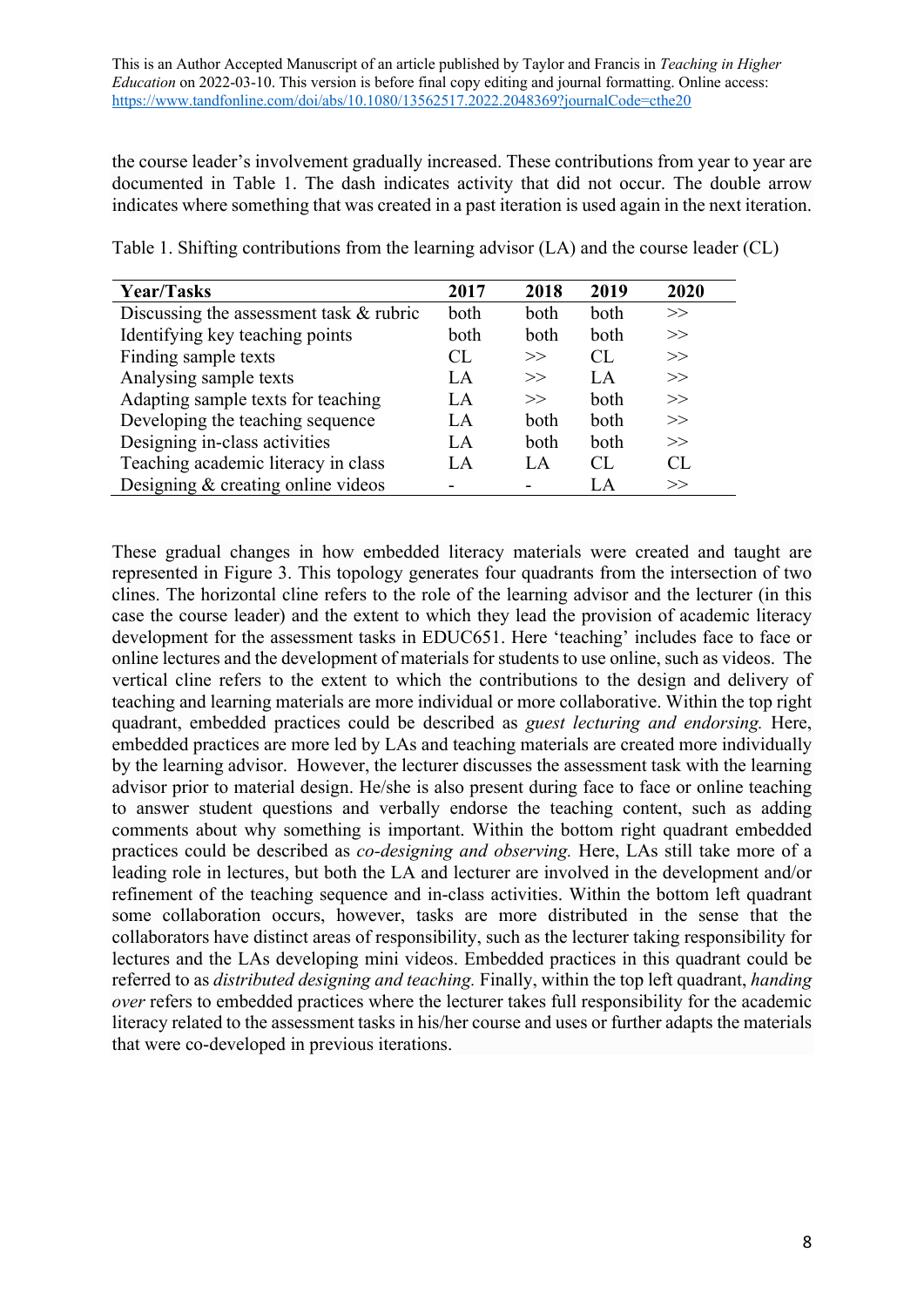the course leader's involvement gradually increased. These contributions from year to year are documented in Table 1. The dash indicates activity that did not occur. The double arrow indicates where something that was created in a past iteration is used again in the next iteration.

Table 1. Shifting contributions from the learning advisor (LA) and the course leader (CL)

| Year/Tasks | 2017 | 2018 | 2019 | 2020 |
|---|---|---|---|---|
| Discussing the assessment task & rubric | both | both | both | >> |
| Identifying key teaching points | both | both | both | >> |
| Finding sample texts | CL | >> | CL | >> |
| Analysing sample texts | LA | >> | LA | >> |
| Adapting sample texts for teaching | LA | >> | both | >> |
| Developing the teaching sequence | LA | both | both | >> |
| Designing in-class activities | LA | both | both | >> |
| Teaching academic literacy in class | LA | LA | CL | CL |
| Designing & creating online videos | - | - | LA | >> |

These gradual changes in how embedded literacy materials were created and taught are represented in Figure 3. This topology generates four quadrants from the intersection of two clines. The horizontal cline refers to the role of the learning advisor and the lecturer (in this case the course leader) and the extent to which they lead the provision of academic literacy development for the assessment tasks in EDUC651. Here 'teaching' includes face to face or online lectures and the development of materials for students to use online, such as videos. The vertical cline refers to the extent to which the contributions to the design and delivery of teaching and learning materials are more individual or more collaborative. Within the top right quadrant, embedded practices could be described as *guest lecturing and endorsing.* Here, embedded practices are more led by LAs and teaching materials are created more individually by the learning advisor. However, the lecturer discusses the assessment task with the learning advisor prior to material design. He/she is also present during face to face or online teaching to answer student questions and verbally endorse the teaching content, such as adding comments about why something is important. Within the bottom right quadrant embedded practices could be described as *co-designing and observing.* Here, LAs still take more of a leading role in lectures, but both the LA and lecturer are involved in the development and/or refinement of the teaching sequence and in-class activities. Within the bottom left quadrant some collaboration occurs, however, tasks are more distributed in the sense that the collaborators have distinct areas of responsibility, such as the lecturer taking responsibility for lectures and the LAs developing mini videos. Embedded practices in this quadrant could be referred to as *distributed designing and teaching.* Finally, within the top left quadrant, *handing over* refers to embedded practices where the lecturer takes full responsibility for the academic literacy related to the assessment tasks in his/her course and uses or further adapts the materials that were co-developed in previous iterations.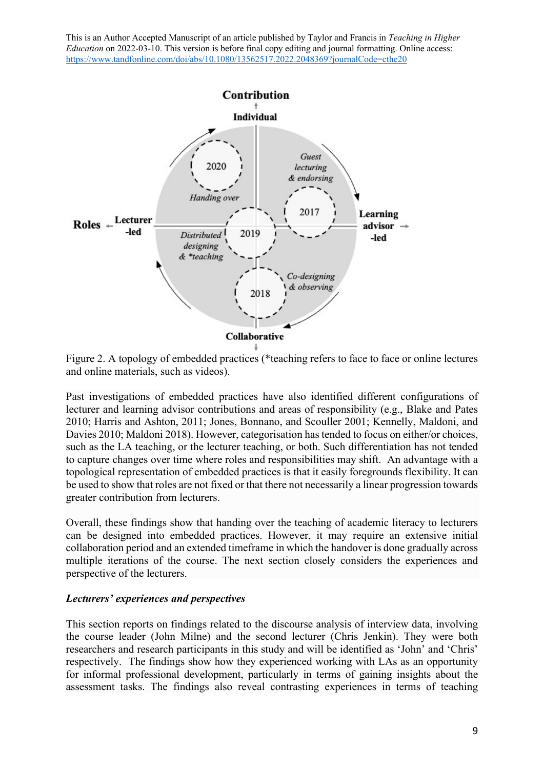This is an Author Accepted Manuscript of an article published by Taylor and Francis in *Teaching in Higher Education* on 2022-03-10. This version is before final copy editing and journal formatting. Online access: https://www.tandfonline.com/doi/abs/10.1080/13562517.2022.2048369?journalCode=cthe20

Figure 2. A topology of embedded practices (*teaching refers to face to face or online lectures and online materials, such as videos).

Past investigations of embedded practices have also identified different configurations of lecturer and learning advisor contributions and areas of responsibility (e.g., Blake and Pates 2010; Harris and Ashton, 2011; Jones, Bonnano, and Scouller 2001; Kennelly, Maldoni, and Davies 2010; Maldoni 2018). However, categorisation has tended to focus on either/or choices, such as the LA teaching, or the lecturer teaching, or both. Such differentiation has not tended to capture changes over time where roles and responsibilities may shift. An advantage with a topological representation of embedded practices is that it easily foregrounds flexibility. It can be used to show that roles are not fixed or that there not necessarily a linear progression towards greater contribution from lecturers.

Overall, these findings show that handing over the teaching of academic literacy to lecturers can be designed into embedded practices. However, it may require an extensive initial collaboration period and an extended timeframe in which the handover is done gradually across multiple iterations of the course. The next section closely considers the experiences and perspective of the lecturers.

### *Lecturers' experiences and perspectives*

This section reports on findings related to the discourse analysis of interview data, involving the course leader (John Milne) and the second lecturer (Chris Jenkin). They were both researchers and research participants in this study and will be identified as 'John' and 'Chris' respectively. The findings show how they experienced working with LAs as an opportunity for informal professional development, particularly in terms of gaining insights about the assessment tasks. The findings also reveal contrasting experiences in terms of teaching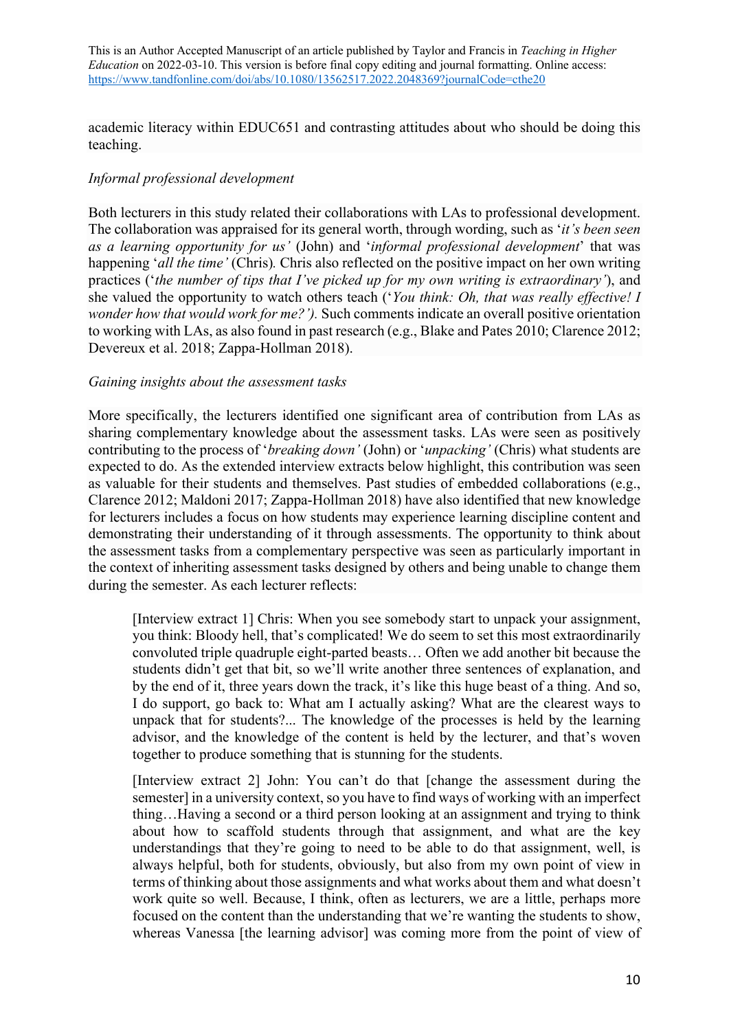academic literacy within EDUC651 and contrasting attitudes about who should be doing this teaching.

*Informal professional development*

Both lecturers in this study related their collaborations with LAs to professional development. The collaboration was appraised for its general worth, through wording, such as '*it's been seen as a learning opportunity for us'* (John) and '*informal professional development*' that was happening '*all the time'* (Chris)*.* Chris also reflected on the positive impact on her own writing practices ('*the number of tips that I've picked up for my own writing is extraordinary'*), and she valued the opportunity to watch others teach ('*You think: Oh, that was really effective! I wonder how that would work for me?').* Such comments indicate an overall positive orientation to working with LAs, as also found in past research (e.g., Blake and Pates 2010; Clarence 2012; Devereux et al. 2018; Zappa-Hollman 2018).

*Gaining insights about the assessment tasks*

More specifically, the lecturers identified one significant area of contribution from LAs as sharing complementary knowledge about the assessment tasks. LAs were seen as positively contributing to the process of '*breaking down'* (John) or '*unpacking'* (Chris) what students are expected to do. As the extended interview extracts below highlight, this contribution was seen as valuable for their students and themselves. Past studies of embedded collaborations (e.g., Clarence 2012; Maldoni 2017; Zappa-Hollman 2018) have also identified that new knowledge for lecturers includes a focus on how students may experience learning discipline content and demonstrating their understanding of it through assessments. The opportunity to think about the assessment tasks from a complementary perspective was seen as particularly important in the context of inheriting assessment tasks designed by others and being unable to change them during the semester. As each lecturer reflects:

> [Interview extract 1] Chris: When you see somebody start to unpack your assignment, you think: Bloody hell, that's complicated! We do seem to set this most extraordinarily convoluted triple quadruple eight-parted beasts… Often we add another bit because the students didn't get that bit, so we'll write another three sentences of explanation, and by the end of it, three years down the track, it's like this huge beast of a thing. And so, I do support, go back to: What am I actually asking? What are the clearest ways to unpack that for students?... The knowledge of the processes is held by the learning advisor, and the knowledge of the content is held by the lecturer, and that's woven together to produce something that is stunning for the students.
>
> [Interview extract 2] John: You can't do that [change the assessment during the semester] in a university context, so you have to find ways of working with an imperfect thing…Having a second or a third person looking at an assignment and trying to think about how to scaffold students through that assignment, and what are the key understandings that they're going to need to be able to do that assignment, well, is always helpful, both for students, obviously, but also from my own point of view in terms of thinking about those assignments and what works about them and what doesn't work quite so well. Because, I think, often as lecturers, we are a little, perhaps more focused on the content than the understanding that we're wanting the students to show, whereas Vanessa [the learning advisor] was coming more from the point of view of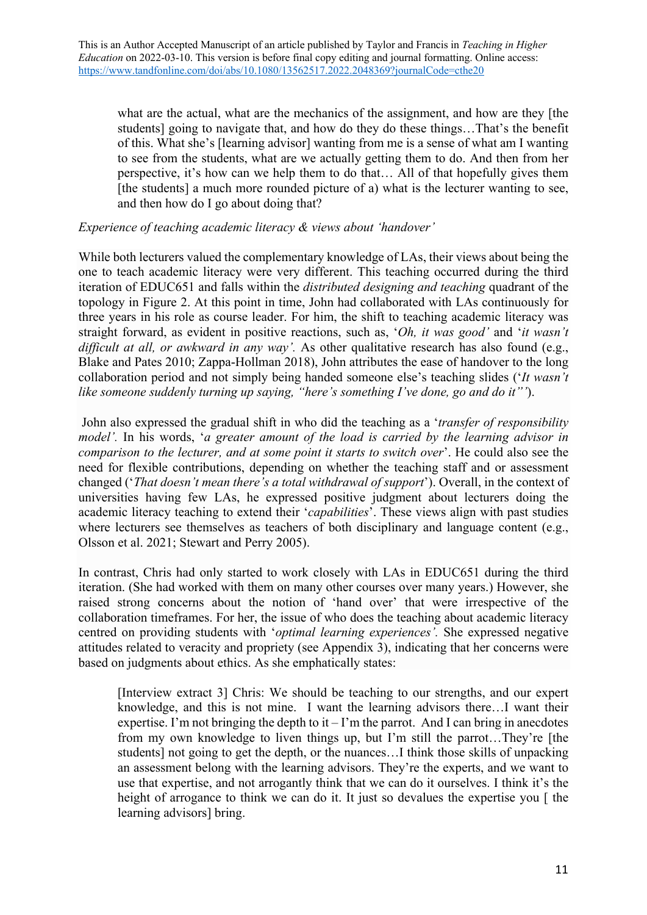> what are the actual, what are the mechanics of the assignment, and how are they [the students] going to navigate that, and how do they do these things…That's the benefit of this. What she's [learning advisor] wanting from me is a sense of what am I wanting to see from the students, what are we actually getting them to do. And then from her perspective, it's how can we help them to do that… All of that hopefully gives them [the students] a much more rounded picture of a) what is the lecturer wanting to see, and then how do I go about doing that?

*Experience of teaching academic literacy & views about 'handover'*

While both lecturers valued the complementary knowledge of LAs, their views about being the one to teach academic literacy were very different. This teaching occurred during the third iteration of EDUC651 and falls within the *distributed designing and teaching* quadrant of the topology in Figure 2. At this point in time, John had collaborated with LAs continuously for three years in his role as course leader. For him, the shift to teaching academic literacy was straight forward, as evident in positive reactions, such as, '*Oh, it was good'* and '*it wasn't difficult at all, or awkward in any way'*. As other qualitative research has also found (e.g., Blake and Pates 2010; Zappa-Hollman 2018), John attributes the ease of handover to the long collaboration period and not simply being handed someone else's teaching slides ('*It wasn't like someone suddenly turning up saying, "here's something I've done, go and do it"'*).

John also expressed the gradual shift in who did the teaching as a '*transfer of responsibility model'.* In his words, '*a greater amount of the load is carried by the learning advisor in comparison to the lecturer, and at some point it starts to switch over*'. He could also see the need for flexible contributions, depending on whether the teaching staff and or assessment changed ('*That doesn't mean there's a total withdrawal of support*'). Overall, in the context of universities having few LAs, he expressed positive judgment about lecturers doing the academic literacy teaching to extend their '*capabilities*'. These views align with past studies where lecturers see themselves as teachers of both disciplinary and language content (e.g., Olsson et al. 2021; Stewart and Perry 2005).

In contrast, Chris had only started to work closely with LAs in EDUC651 during the third iteration. (She had worked with them on many other courses over many years.) However, she raised strong concerns about the notion of 'hand over' that were irrespective of the collaboration timeframes. For her, the issue of who does the teaching about academic literacy centred on providing students with '*optimal learning experiences'.* She expressed negative attitudes related to veracity and propriety (see Appendix 3), indicating that her concerns were based on judgments about ethics. As she emphatically states:

> [Interview extract 3] Chris: We should be teaching to our strengths, and our expert knowledge, and this is not mine. I want the learning advisors there…I want their expertise. I'm not bringing the depth to it – I'm the parrot. And I can bring in anecdotes from my own knowledge to liven things up, but I'm still the parrot…They're [the students] not going to get the depth, or the nuances…I think those skills of unpacking an assessment belong with the learning advisors. They're the experts, and we want to use that expertise, and not arrogantly think that we can do it ourselves. I think it's the height of arrogance to think we can do it. It just so devalues the expertise you [ the learning advisors] bring.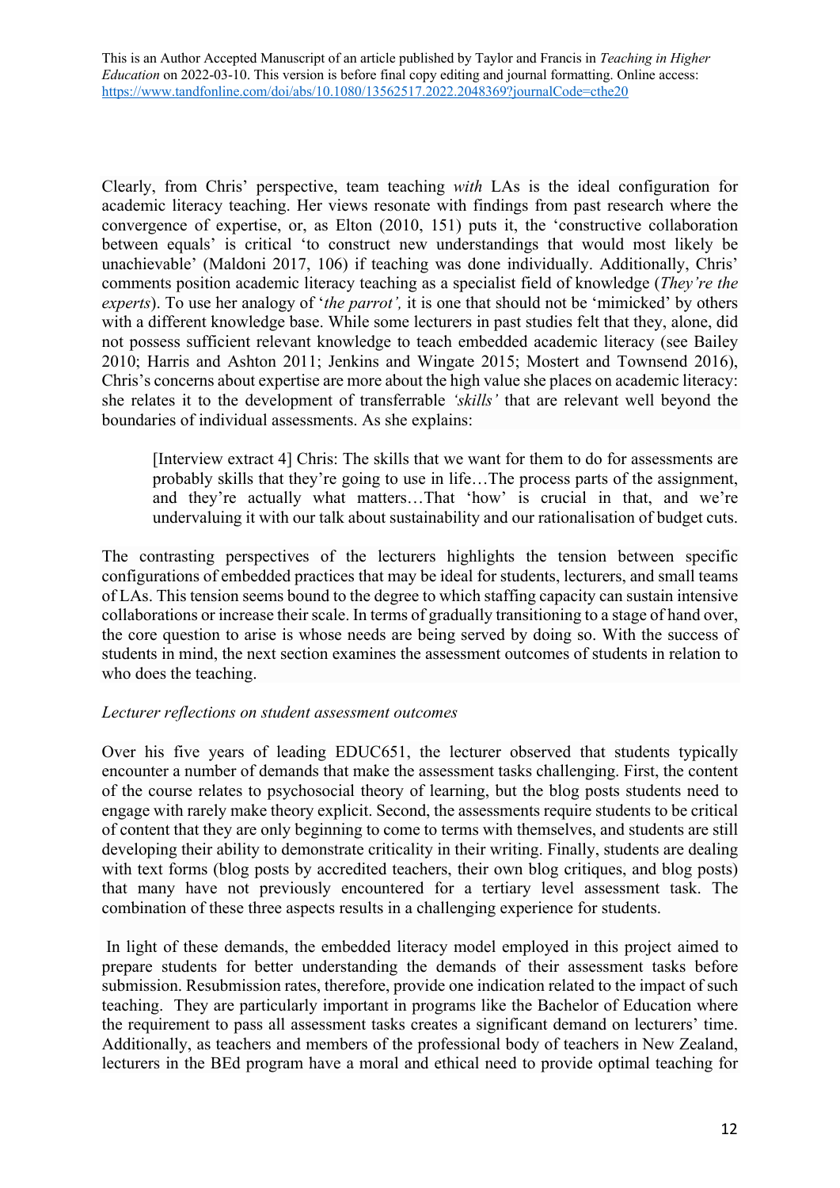Clearly, from Chris' perspective, team teaching *with* LAs is the ideal configuration for academic literacy teaching. Her views resonate with findings from past research where the convergence of expertise, or, as Elton (2010, 151) puts it, the 'constructive collaboration between equals' is critical 'to construct new understandings that would most likely be unachievable' (Maldoni 2017, 106) if teaching was done individually. Additionally, Chris' comments position academic literacy teaching as a specialist field of knowledge (*They're the experts*). To use her analogy of '*the parrot',* it is one that should not be 'mimicked' by others with a different knowledge base. While some lecturers in past studies felt that they, alone, did not possess sufficient relevant knowledge to teach embedded academic literacy (see Bailey 2010; Harris and Ashton 2011; Jenkins and Wingate 2015; Mostert and Townsend 2016), Chris's concerns about expertise are more about the high value she places on academic literacy: she relates it to the development of transferrable *'skills'* that are relevant well beyond the boundaries of individual assessments. As she explains:

> [Interview extract 4] Chris: The skills that we want for them to do for assessments are probably skills that they're going to use in life…The process parts of the assignment, and they're actually what matters…That 'how' is crucial in that, and we're undervaluing it with our talk about sustainability and our rationalisation of budget cuts.

The contrasting perspectives of the lecturers highlights the tension between specific configurations of embedded practices that may be ideal for students, lecturers, and small teams of LAs. This tension seems bound to the degree to which staffing capacity can sustain intensive collaborations or increase their scale. In terms of gradually transitioning to a stage of hand over, the core question to arise is whose needs are being served by doing so. With the success of students in mind, the next section examines the assessment outcomes of students in relation to who does the teaching.

*Lecturer reflections on student assessment outcomes*

Over his five years of leading EDUC651, the lecturer observed that students typically encounter a number of demands that make the assessment tasks challenging. First, the content of the course relates to psychosocial theory of learning, but the blog posts students need to engage with rarely make theory explicit. Second, the assessments require students to be critical of content that they are only beginning to come to terms with themselves, and students are still developing their ability to demonstrate criticality in their writing. Finally, students are dealing with text forms (blog posts by accredited teachers, their own blog critiques, and blog posts) that many have not previously encountered for a tertiary level assessment task. The combination of these three aspects results in a challenging experience for students.

In light of these demands, the embedded literacy model employed in this project aimed to prepare students for better understanding the demands of their assessment tasks before submission. Resubmission rates, therefore, provide one indication related to the impact of such teaching. They are particularly important in programs like the Bachelor of Education where the requirement to pass all assessment tasks creates a significant demand on lecturers' time. Additionally, as teachers and members of the professional body of teachers in New Zealand, lecturers in the BEd program have a moral and ethical need to provide optimal teaching for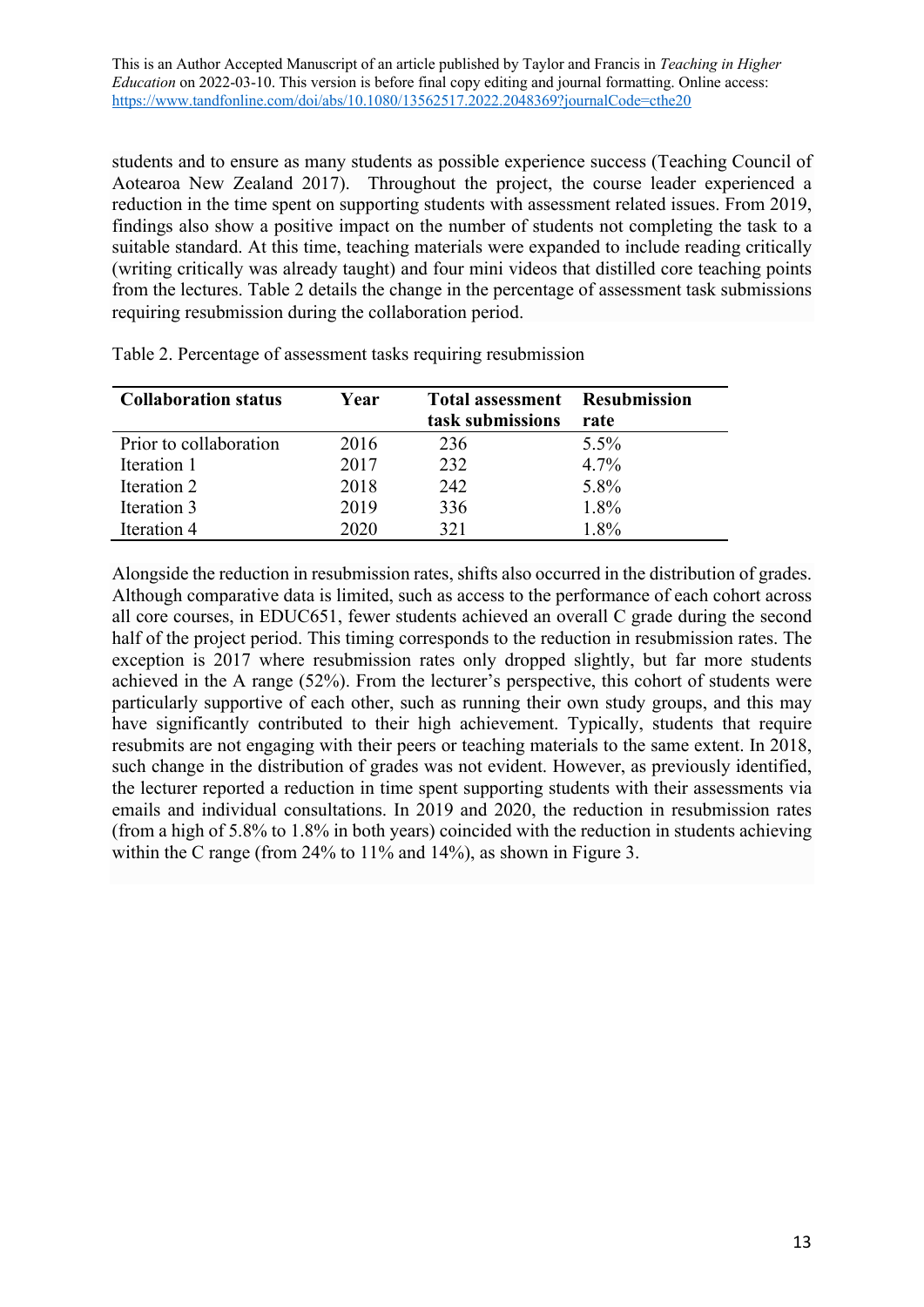students and to ensure as many students as possible experience success (Teaching Council of Aotearoa New Zealand 2017). Throughout the project, the course leader experienced a reduction in the time spent on supporting students with assessment related issues. From 2019, findings also show a positive impact on the number of students not completing the task to a suitable standard. At this time, teaching materials were expanded to include reading critically (writing critically was already taught) and four mini videos that distilled core teaching points from the lectures. Table 2 details the change in the percentage of assessment task submissions requiring resubmission during the collaboration period.

Table 2. Percentage of assessment tasks requiring resubmission

| Collaboration status | Year | Total assessment task submissions | Resubmission rate |
|---|---|---|---|
| Prior to collaboration | 2016 | 236 | 5.5% |
| Iteration 1 | 2017 | 232 | 4.7% |
| Iteration 2 | 2018 | 242 | 5.8% |
| Iteration 3 | 2019 | 336 | 1.8% |
| Iteration 4 | 2020 | 321 | 1.8% |

Alongside the reduction in resubmission rates, shifts also occurred in the distribution of grades. Although comparative data is limited, such as access to the performance of each cohort across all core courses, in EDUC651, fewer students achieved an overall C grade during the second half of the project period. This timing corresponds to the reduction in resubmission rates. The exception is 2017 where resubmission rates only dropped slightly, but far more students achieved in the A range (52%). From the lecturer's perspective, this cohort of students were particularly supportive of each other, such as running their own study groups, and this may have significantly contributed to their high achievement. Typically, students that require resubmits are not engaging with their peers or teaching materials to the same extent. In 2018, such change in the distribution of grades was not evident. However, as previously identified, the lecturer reported a reduction in time spent supporting students with their assessments via emails and individual consultations. In 2019 and 2020, the reduction in resubmission rates (from a high of 5.8% to 1.8% in both years) coincided with the reduction in students achieving within the C range (from 24% to 11% and 14%), as shown in Figure 3.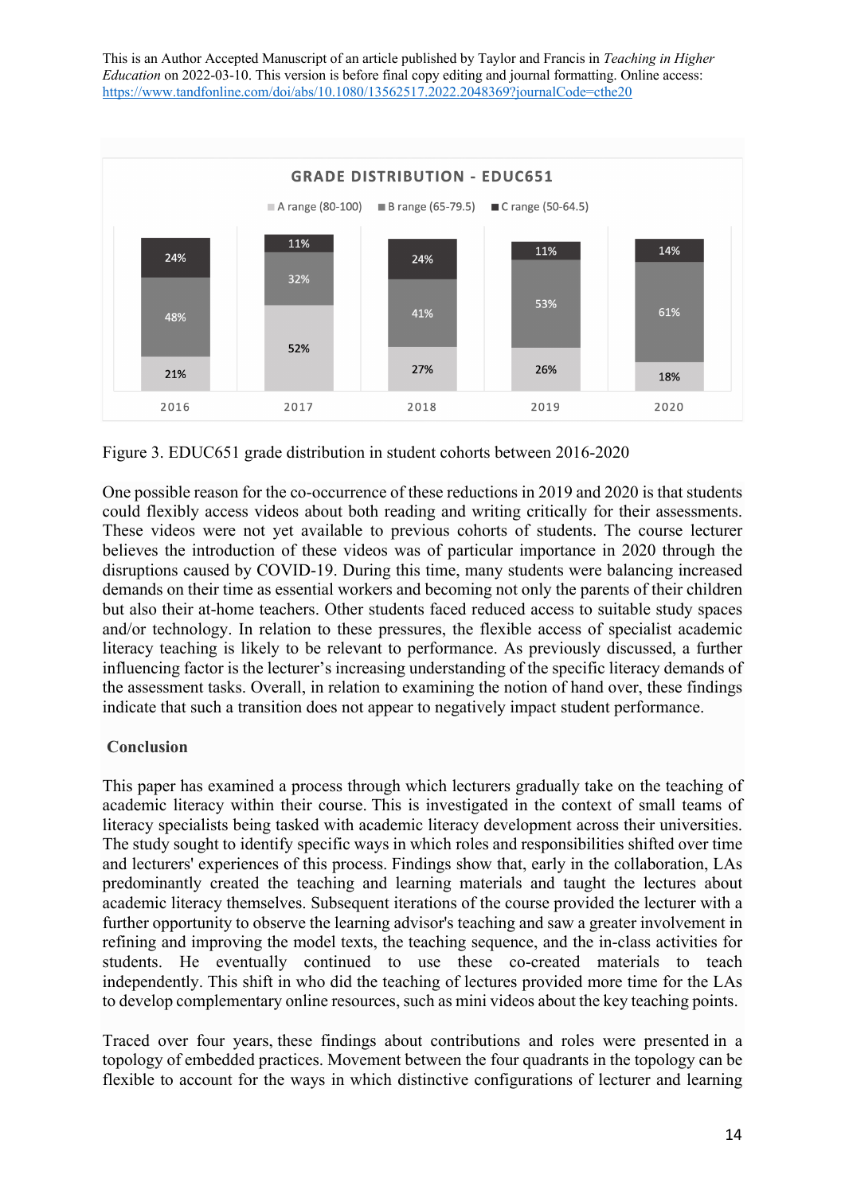**GRADE DISTRIBUTION - EDUC651**

| Year | A range (80-100) | B range (65-79.5) | C range (50-64.5) |
|---|---|---|---|
| 2016 | 21% | 48% | 24% |
| 2017 | 52% | 32% | 11% |
| 2018 | 27% | 41% | 24% |
| 2019 | 26% | 53% | 11% |
| 2020 | 18% | 61% | 14% |

Figure 3. EDUC651 grade distribution in student cohorts between 2016-2020

One possible reason for the co-occurrence of these reductions in 2019 and 2020 is that students could flexibly access videos about both reading and writing critically for their assessments. These videos were not yet available to previous cohorts of students. The course lecturer believes the introduction of these videos was of particular importance in 2020 through the disruptions caused by COVID-19. During this time, many students were balancing increased demands on their time as essential workers and becoming not only the parents of their children but also their at-home teachers. Other students faced reduced access to suitable study spaces and/or technology. In relation to these pressures, the flexible access of specialist academic literacy teaching is likely to be relevant to performance. As previously discussed, a further influencing factor is the lecturer's increasing understanding of the specific literacy demands of the assessment tasks. Overall, in relation to examining the notion of hand over, these findings indicate that such a transition does not appear to negatively impact student performance.

## Conclusion

This paper has examined a process through which lecturers gradually take on the teaching of academic literacy within their course. This is investigated in the context of small teams of literacy specialists being tasked with academic literacy development across their universities. The study sought to identify specific ways in which roles and responsibilities shifted over time and lecturers' experiences of this process. Findings show that, early in the collaboration, LAs predominantly created the teaching and learning materials and taught the lectures about academic literacy themselves. Subsequent iterations of the course provided the lecturer with a further opportunity to observe the learning advisor's teaching and saw a greater involvement in refining and improving the model texts, the teaching sequence, and the in-class activities for students. He eventually continued to use these co-created materials to teach independently. This shift in who did the teaching of lectures provided more time for the LAs to develop complementary online resources, such as mini videos about the key teaching points.

Traced over four years, these findings about contributions and roles were presented in a topology of embedded practices. Movement between the four quadrants in the topology can be flexible to account for the ways in which distinctive configurations of lecturer and learning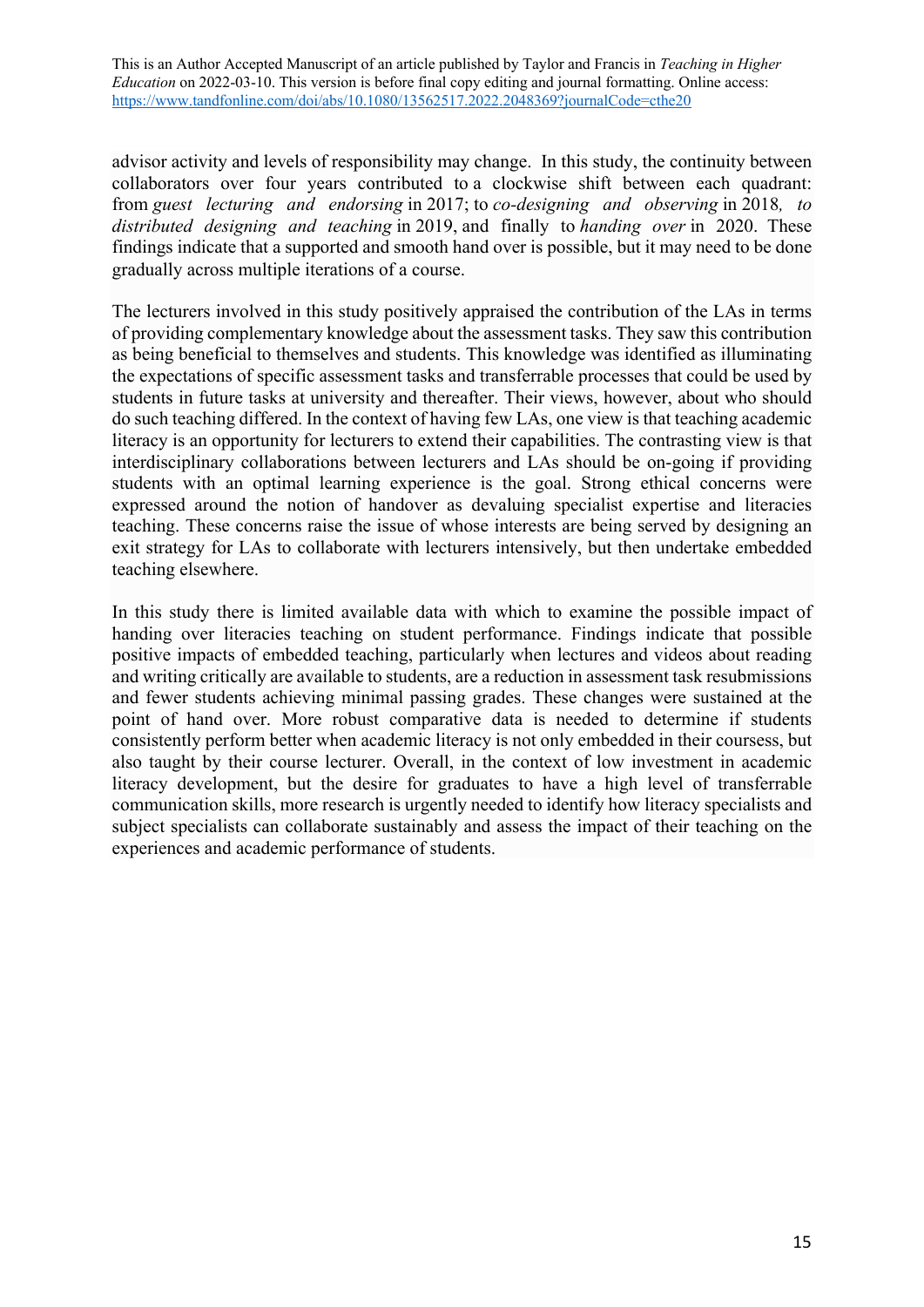advisor activity and levels of responsibility may change. In this study, the continuity between collaborators over four years contributed to a clockwise shift between each quadrant: from *guest lecturing and endorsing* in 2017; to *co-designing and observing* in 2018*, to distributed designing and teaching* in 2019, and finally to *handing over* in 2020. These findings indicate that a supported and smooth hand over is possible, but it may need to be done gradually across multiple iterations of a course.

The lecturers involved in this study positively appraised the contribution of the LAs in terms of providing complementary knowledge about the assessment tasks. They saw this contribution as being beneficial to themselves and students. This knowledge was identified as illuminating the expectations of specific assessment tasks and transferrable processes that could be used by students in future tasks at university and thereafter. Their views, however, about who should do such teaching differed. In the context of having few LAs, one view is that teaching academic literacy is an opportunity for lecturers to extend their capabilities. The contrasting view is that interdisciplinary collaborations between lecturers and LAs should be on-going if providing students with an optimal learning experience is the goal. Strong ethical concerns were expressed around the notion of handover as devaluing specialist expertise and literacies teaching. These concerns raise the issue of whose interests are being served by designing an exit strategy for LAs to collaborate with lecturers intensively, but then undertake embedded teaching elsewhere.

In this study there is limited available data with which to examine the possible impact of handing over literacies teaching on student performance. Findings indicate that possible positive impacts of embedded teaching, particularly when lectures and videos about reading and writing critically are available to students, are a reduction in assessment task resubmissions and fewer students achieving minimal passing grades. These changes were sustained at the point of hand over. More robust comparative data is needed to determine if students consistently perform better when academic literacy is not only embedded in their coursess, but also taught by their course lecturer. Overall, in the context of low investment in academic literacy development, but the desire for graduates to have a high level of transferrable communication skills, more research is urgently needed to identify how literacy specialists and subject specialists can collaborate sustainably and assess the impact of their teaching on the experiences and academic performance of students.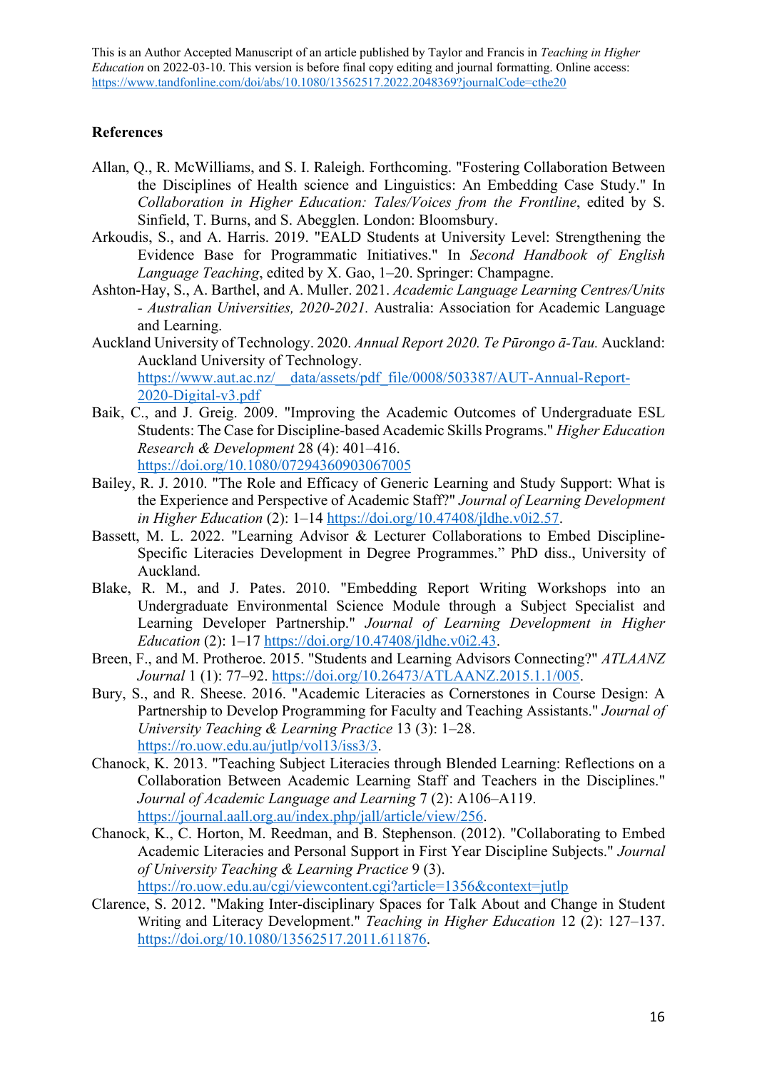This is an Author Accepted Manuscript of an article published by Taylor and Francis in *Teaching in Higher Education* on 2022-03-10. This version is before final copy editing and journal formatting. Online access: https://www.tandfonline.com/doi/abs/10.1080/13562517.2022.2048369?journalCode=cthe20

**References**

Allan, Q., R. McWilliams, and S. I. Raleigh. Forthcoming. "Fostering Collaboration Between the Disciplines of Health science and Linguistics: An Embedding Case Study." In *Collaboration in Higher Education: Tales/Voices from the Frontline*, edited by S. Sinfield, T. Burns, and S. Abegglen. London: Bloomsbury.

Arkoudis, S., and A. Harris. 2019. "EALD Students at University Level: Strengthening the Evidence Base for Programmatic Initiatives." In *Second Handbook of English Language Teaching*, edited by X. Gao, 1–20. Springer: Champagne.

Ashton-Hay, S., A. Barthel, and A. Muller. 2021. *Academic Language Learning Centres/Units - Australian Universities, 2020-2021.* Australia: Association for Academic Language and Learning.

Auckland University of Technology. 2020. *Annual Report 2020. Te Pūrongo ā-Tau.* Auckland: Auckland University of Technology. https://www.aut.ac.nz/__data/assets/pdf_file/0008/503387/AUT-Annual-Report-2020-Digital-v3.pdf

Baik, C., and J. Greig. 2009. "Improving the Academic Outcomes of Undergraduate ESL Students: The Case for Discipline-based Academic Skills Programs." *Higher Education Research & Development* 28 (4): 401–416. https://doi.org/10.1080/07294360903067005

Bailey, R. J. 2010. "The Role and Efficacy of Generic Learning and Study Support: What is the Experience and Perspective of Academic Staff?" *Journal of Learning Development in Higher Education* (2): 1–14 https://doi.org/10.47408/jldhe.v0i2.57.

Bassett, M. L. 2022. "Learning Advisor & Lecturer Collaborations to Embed Discipline-Specific Literacies Development in Degree Programmes." PhD diss., University of Auckland.

Blake, R. M., and J. Pates. 2010. "Embedding Report Writing Workshops into an Undergraduate Environmental Science Module through a Subject Specialist and Learning Developer Partnership." *Journal of Learning Development in Higher Education* (2): 1–17 https://doi.org/10.47408/jldhe.v0i2.43.

Breen, F., and M. Protheroe. 2015. "Students and Learning Advisors Connecting?" *ATLAANZ Journal* 1 (1): 77–92. https://doi.org/10.26473/ATLAANZ.2015.1.1/005.

Bury, S., and R. Sheese. 2016. "Academic Literacies as Cornerstones in Course Design: A Partnership to Develop Programming for Faculty and Teaching Assistants." *Journal of University Teaching & Learning Practice* 13 (3): 1–28. https://ro.uow.edu.au/jutlp/vol13/iss3/3.

Chanock, K. 2013. "Teaching Subject Literacies through Blended Learning: Reflections on a Collaboration Between Academic Learning Staff and Teachers in the Disciplines." *Journal of Academic Language and Learning* 7 (2): A106–A119. https://journal.aall.org.au/index.php/jall/article/view/256.

Chanock, K., C. Horton, M. Reedman, and B. Stephenson. (2012). "Collaborating to Embed Academic Literacies and Personal Support in First Year Discipline Subjects." *Journal of University Teaching & Learning Practice* 9 (3). https://ro.uow.edu.au/cgi/viewcontent.cgi?article=1356&context=jutlp

Clarence, S. 2012. "Making Inter-disciplinary Spaces for Talk About and Change in Student Writing and Literacy Development." *Teaching in Higher Education* 12 (2): 127–137. https://doi.org/10.1080/13562517.2011.611876.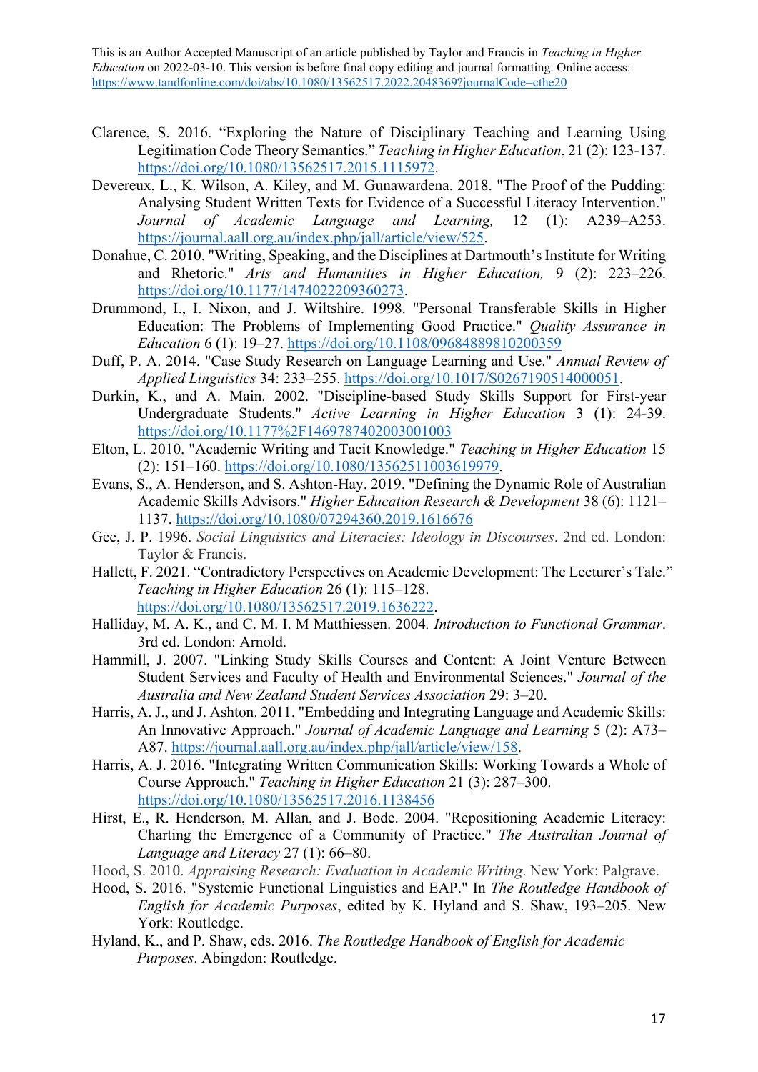Clarence, S. 2016. "Exploring the Nature of Disciplinary Teaching and Learning Using Legitimation Code Theory Semantics." *Teaching in Higher Education*, 21 (2): 123-137. https://doi.org/10.1080/13562517.2015.1115972.

Devereux, L., K. Wilson, A. Kiley, and M. Gunawardena. 2018. "The Proof of the Pudding: Analysing Student Written Texts for Evidence of a Successful Literacy Intervention." *Journal of Academic Language and Learning,* 12 (1): A239–A253. https://journal.aall.org.au/index.php/jall/article/view/525.

Donahue, C. 2010. "Writing, Speaking, and the Disciplines at Dartmouth's Institute for Writing and Rhetoric." *Arts and Humanities in Higher Education,* 9 (2): 223–226. https://doi.org/10.1177/1474022209360273.

Drummond, I., I. Nixon, and J. Wiltshire. 1998. "Personal Transferable Skills in Higher Education: The Problems of Implementing Good Practice." *Quality Assurance in Education* 6 (1): 19–27. https://doi.org/10.1108/09684889810200359

Duff, P. A. 2014. "Case Study Research on Language Learning and Use." *Annual Review of Applied Linguistics* 34: 233–255. https://doi.org/10.1017/S0267190514000051.

Durkin, K., and A. Main. 2002. "Discipline-based Study Skills Support for First-year Undergraduate Students." *Active Learning in Higher Education* 3 (1): 24-39. https://doi.org/10.1177%2F1469787402003001003

Elton, L. 2010. "Academic Writing and Tacit Knowledge." *Teaching in Higher Education* 15 (2): 151–160. https://doi.org/10.1080/13562511003619979.

Evans, S., A. Henderson, and S. Ashton-Hay. 2019. "Defining the Dynamic Role of Australian Academic Skills Advisors." *Higher Education Research & Development* 38 (6): 1121–1137. https://doi.org/10.1080/07294360.2019.1616676

Gee, J. P. 1996. *Social Linguistics and Literacies: Ideology in Discourses*. 2nd ed. London: Taylor & Francis.

Hallett, F. 2021. "Contradictory Perspectives on Academic Development: The Lecturer's Tale." *Teaching in Higher Education* 26 (1): 115–128. https://doi.org/10.1080/13562517.2019.1636222.

Halliday, M. A. K., and C. M. I. M Matthiessen. 2004. *Introduction to Functional Grammar*. 3rd ed. London: Arnold.

Hammill, J. 2007. "Linking Study Skills Courses and Content: A Joint Venture Between Student Services and Faculty of Health and Environmental Sciences." *Journal of the Australia and New Zealand Student Services Association* 29: 3–20.

Harris, A. J., and J. Ashton. 2011. "Embedding and Integrating Language and Academic Skills: An Innovative Approach." *Journal of Academic Language and Learning* 5 (2): A73–A87. https://journal.aall.org.au/index.php/jall/article/view/158.

Harris, A. J. 2016. "Integrating Written Communication Skills: Working Towards a Whole of Course Approach." *Teaching in Higher Education* 21 (3): 287–300. https://doi.org/10.1080/13562517.2016.1138456

Hirst, E., R. Henderson, M. Allan, and J. Bode. 2004. "Repositioning Academic Literacy: Charting the Emergence of a Community of Practice." *The Australian Journal of Language and Literacy* 27 (1): 66–80.

Hood, S. 2010. *Appraising Research: Evaluation in Academic Writing*. New York: Palgrave.

Hood, S. 2016. "Systemic Functional Linguistics and EAP." In *The Routledge Handbook of English for Academic Purposes*, edited by K. Hyland and S. Shaw, 193–205. New York: Routledge.

Hyland, K., and P. Shaw, eds. 2016. *The Routledge Handbook of English for Academic Purposes*. Abingdon: Routledge.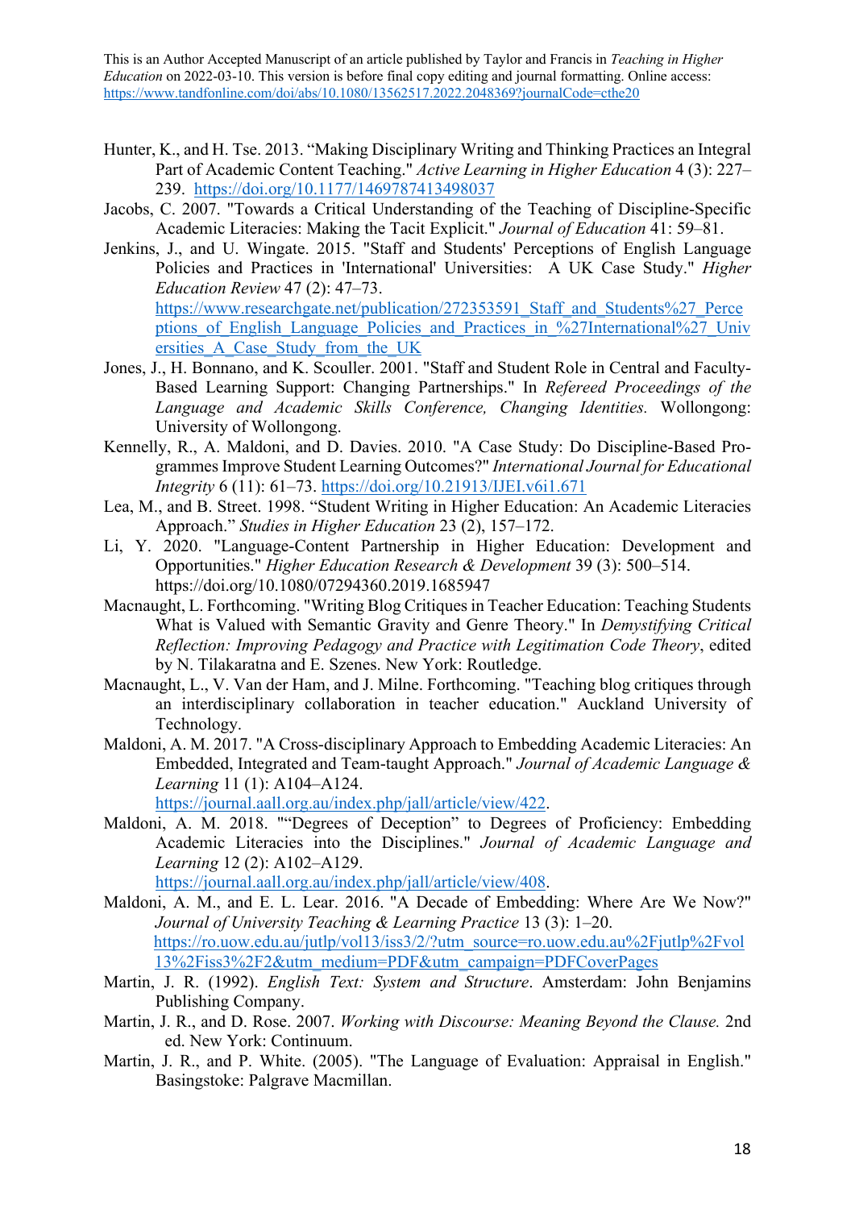Hunter, K., and H. Tse. 2013. "Making Disciplinary Writing and Thinking Practices an Integral Part of Academic Content Teaching." *Active Learning in Higher Education* 4 (3): 227–239. https://doi.org/10.1177/1469787413498037

Jacobs, C. 2007. "Towards a Critical Understanding of the Teaching of Discipline-Specific Academic Literacies: Making the Tacit Explicit." *Journal of Education* 41: 59–81.

Jenkins, J., and U. Wingate. 2015. "Staff and Students' Perceptions of English Language Policies and Practices in 'International' Universities: A UK Case Study." *Higher Education Review* 47 (2): 47–73. https://www.researchgate.net/publication/272353591_Staff_and_Students%27_Perceptions_of_English_Language_Policies_and_Practices_in_%27International%27_Universities_A_Case_Study_from_the_UK

Jones, J., H. Bonnano, and K. Scouller. 2001. "Staff and Student Role in Central and Faculty-Based Learning Support: Changing Partnerships." In *Refereed Proceedings of the Language and Academic Skills Conference, Changing Identities.* Wollongong: University of Wollongong.

Kennelly, R., A. Maldoni, and D. Davies. 2010. "A Case Study: Do Discipline-Based Programmes Improve Student Learning Outcomes?" *International Journal for Educational Integrity* 6 (11): 61–73. https://doi.org/10.21913/IJEI.v6i1.671

Lea, M., and B. Street. 1998. "Student Writing in Higher Education: An Academic Literacies Approach." *Studies in Higher Education* 23 (2), 157–172.

Li, Y. 2020. "Language-Content Partnership in Higher Education: Development and Opportunities." *Higher Education Research & Development* 39 (3): 500–514. https://doi.org/10.1080/07294360.2019.1685947

Macnaught, L. Forthcoming. "Writing Blog Critiques in Teacher Education: Teaching Students What is Valued with Semantic Gravity and Genre Theory." In *Demystifying Critical Reflection: Improving Pedagogy and Practice with Legitimation Code Theory*, edited by N. Tilakaratna and E. Szenes. New York: Routledge.

Macnaught, L., V. Van der Ham, and J. Milne. Forthcoming. "Teaching blog critiques through an interdisciplinary collaboration in teacher education." Auckland University of Technology.

Maldoni, A. M. 2017. "A Cross-disciplinary Approach to Embedding Academic Literacies: An Embedded, Integrated and Team-taught Approach." *Journal of Academic Language & Learning* 11 (1): A104–A124. https://journal.aall.org.au/index.php/jall/article/view/422.

Maldoni, A. M. 2018. ""Degrees of Deception" to Degrees of Proficiency: Embedding Academic Literacies into the Disciplines." *Journal of Academic Language and Learning* 12 (2): A102–A129. https://journal.aall.org.au/index.php/jall/article/view/408.

Maldoni, A. M., and E. L. Lear. 2016. "A Decade of Embedding: Where Are We Now?" *Journal of University Teaching & Learning Practice* 13 (3): 1–20. https://ro.uow.edu.au/jutlp/vol13/iss3/2/?utm_source=ro.uow.edu.au%2Fjutlp%2Fvol13%2Fiss3%2F2&utm_medium=PDF&utm_campaign=PDFCoverPages

Martin, J. R. (1992). *English Text: System and Structure*. Amsterdam: John Benjamins Publishing Company.

Martin, J. R., and D. Rose. 2007. *Working with Discourse: Meaning Beyond the Clause.* 2nd ed. New York: Continuum.

Martin, J. R., and P. White. (2005). "The Language of Evaluation: Appraisal in English." Basingstoke: Palgrave Macmillan.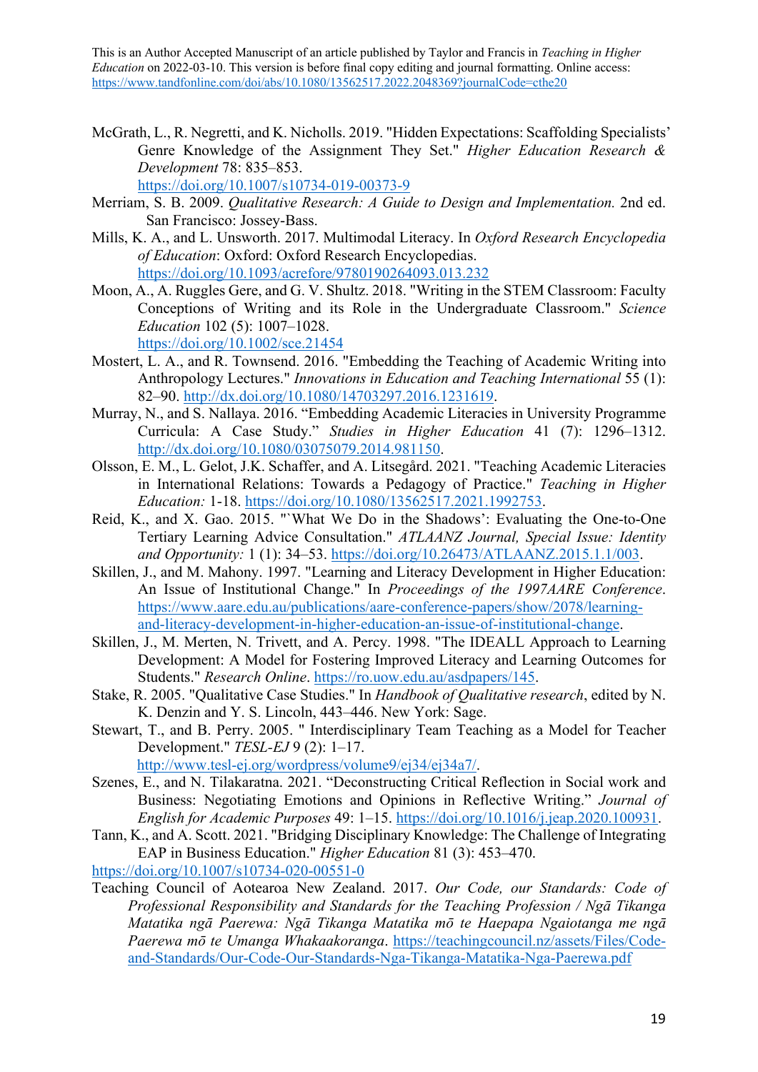McGrath, L., R. Negretti, and K. Nicholls. 2019. "Hidden Expectations: Scaffolding Specialists' Genre Knowledge of the Assignment They Set." *Higher Education Research & Development* 78: 835–853. https://doi.org/10.1007/s10734-019-00373-9

Merriam, S. B. 2009. *Qualitative Research: A Guide to Design and Implementation.* 2nd ed. San Francisco: Jossey-Bass.

Mills, K. A., and L. Unsworth. 2017. Multimodal Literacy. In *Oxford Research Encyclopedia of Education*: Oxford: Oxford Research Encyclopedias. https://doi.org/10.1093/acrefore/9780190264093.013.232

Moon, A., A. Ruggles Gere, and G. V. Shultz. 2018. "Writing in the STEM Classroom: Faculty Conceptions of Writing and its Role in the Undergraduate Classroom." *Science Education* 102 (5): 1007–1028. https://doi.org/10.1002/sce.21454

Mostert, L. A., and R. Townsend. 2016. "Embedding the Teaching of Academic Writing into Anthropology Lectures." *Innovations in Education and Teaching International* 55 (1): 82–90. http://dx.doi.org/10.1080/14703297.2016.1231619.

Murray, N., and S. Nallaya. 2016. "Embedding Academic Literacies in University Programme Curricula: A Case Study." *Studies in Higher Education* 41 (7): 1296–1312. http://dx.doi.org/10.1080/03075079.2014.981150.

Olsson, E. M., L. Gelot, J.K. Schaffer, and A. Litsegård. 2021. "Teaching Academic Literacies in International Relations: Towards a Pedagogy of Practice." *Teaching in Higher Education:* 1-18. https://doi.org/10.1080/13562517.2021.1992753.

Reid, K., and X. Gao. 2015. "`What We Do in the Shadows': Evaluating the One-to-One Tertiary Learning Advice Consultation." *ATLAANZ Journal, Special Issue: Identity and Opportunity:* 1 (1): 34–53. https://doi.org/10.26473/ATLAANZ.2015.1.1/003.

Skillen, J., and M. Mahony. 1997. "Learning and Literacy Development in Higher Education: An Issue of Institutional Change." In *Proceedings of the 1997AARE Conference*. https://www.aare.edu.au/publications/aare-conference-papers/show/2078/learning-and-literacy-development-in-higher-education-an-issue-of-institutional-change.

Skillen, J., M. Merten, N. Trivett, and A. Percy. 1998. "The IDEALL Approach to Learning Development: A Model for Fostering Improved Literacy and Learning Outcomes for Students." *Research Online*. https://ro.uow.edu.au/asdpapers/145.

Stake, R. 2005. "Qualitative Case Studies." In *Handbook of Qualitative research*, edited by N. K. Denzin and Y. S. Lincoln, 443–446. New York: Sage.

Stewart, T., and B. Perry. 2005. " Interdisciplinary Team Teaching as a Model for Teacher Development." *TESL-EJ* 9 (2): 1–17. http://www.tesl-ej.org/wordpress/volume9/ej34/ej34a7/.

Szenes, E., and N. Tilakaratna. 2021. "Deconstructing Critical Reflection in Social work and Business: Negotiating Emotions and Opinions in Reflective Writing." *Journal of English for Academic Purposes* 49: 1–15. https://doi.org/10.1016/j.jeap.2020.100931.

Tann, K., and A. Scott. 2021. "Bridging Disciplinary Knowledge: The Challenge of Integrating EAP in Business Education." *Higher Education* 81 (3): 453–470. https://doi.org/10.1007/s10734-020-00551-0

Teaching Council of Aotearoa New Zealand. 2017. *Our Code, our Standards: Code of Professional Responsibility and Standards for the Teaching Profession / Ngā Tikanga Matatika ngā Paerewa: Ngā Tikanga Matatika mō te Haepapa Ngaiotanga me ngā Paerewa mō te Umanga Whakaakoranga*. https://teachingcouncil.nz/assets/Files/Code-and-Standards/Our-Code-Our-Standards-Nga-Tikanga-Matatika-Nga-Paerewa.pdf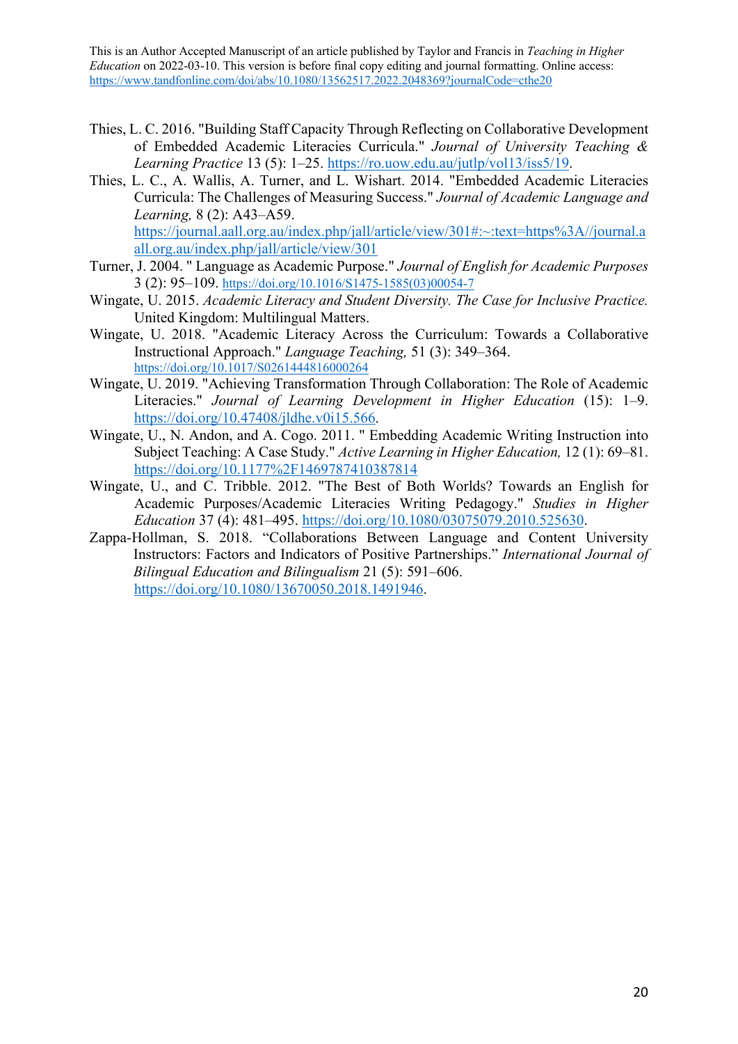Thies, L. C. 2016. "Building Staff Capacity Through Reflecting on Collaborative Development of Embedded Academic Literacies Curricula." *Journal of University Teaching & Learning Practice* 13 (5): 1–25. https://ro.uow.edu.au/jutlp/vol13/iss5/19.

Thies, L. C., A. Wallis, A. Turner, and L. Wishart. 2014. "Embedded Academic Literacies Curricula: The Challenges of Measuring Success." *Journal of Academic Language and Learning,* 8 (2): A43–A59. https://journal.aall.org.au/index.php/jall/article/view/301#:~:text=https%3A//journal.aall.org.au/index.php/jall/article/view/301

Turner, J. 2004. " Language as Academic Purpose." *Journal of English for Academic Purposes* 3 (2): 95–109. https://doi.org/10.1016/S1475-1585(03)00054-7

Wingate, U. 2015. *Academic Literacy and Student Diversity. The Case for Inclusive Practice.* United Kingdom: Multilingual Matters.

Wingate, U. 2018. "Academic Literacy Across the Curriculum: Towards a Collaborative Instructional Approach." *Language Teaching,* 51 (3): 349–364. https://doi.org/10.1017/S0261444816000264

Wingate, U. 2019. "Achieving Transformation Through Collaboration: The Role of Academic Literacies." *Journal of Learning Development in Higher Education* (15): 1–9. https://doi.org/10.47408/jldhe.v0i15.566.

Wingate, U., N. Andon, and A. Cogo. 2011. " Embedding Academic Writing Instruction into Subject Teaching: A Case Study." *Active Learning in Higher Education,* 12 (1): 69–81. https://doi.org/10.1177%2F1469787410387814

Wingate, U., and C. Tribble. 2012. "The Best of Both Worlds? Towards an English for Academic Purposes/Academic Literacies Writing Pedagogy." *Studies in Higher Education* 37 (4): 481–495. https://doi.org/10.1080/03075079.2010.525630.

Zappa-Hollman, S. 2018. "Collaborations Between Language and Content University Instructors: Factors and Indicators of Positive Partnerships." *International Journal of Bilingual Education and Bilingualism* 21 (5): 591–606. https://doi.org/10.1080/13670050.2018.1491946.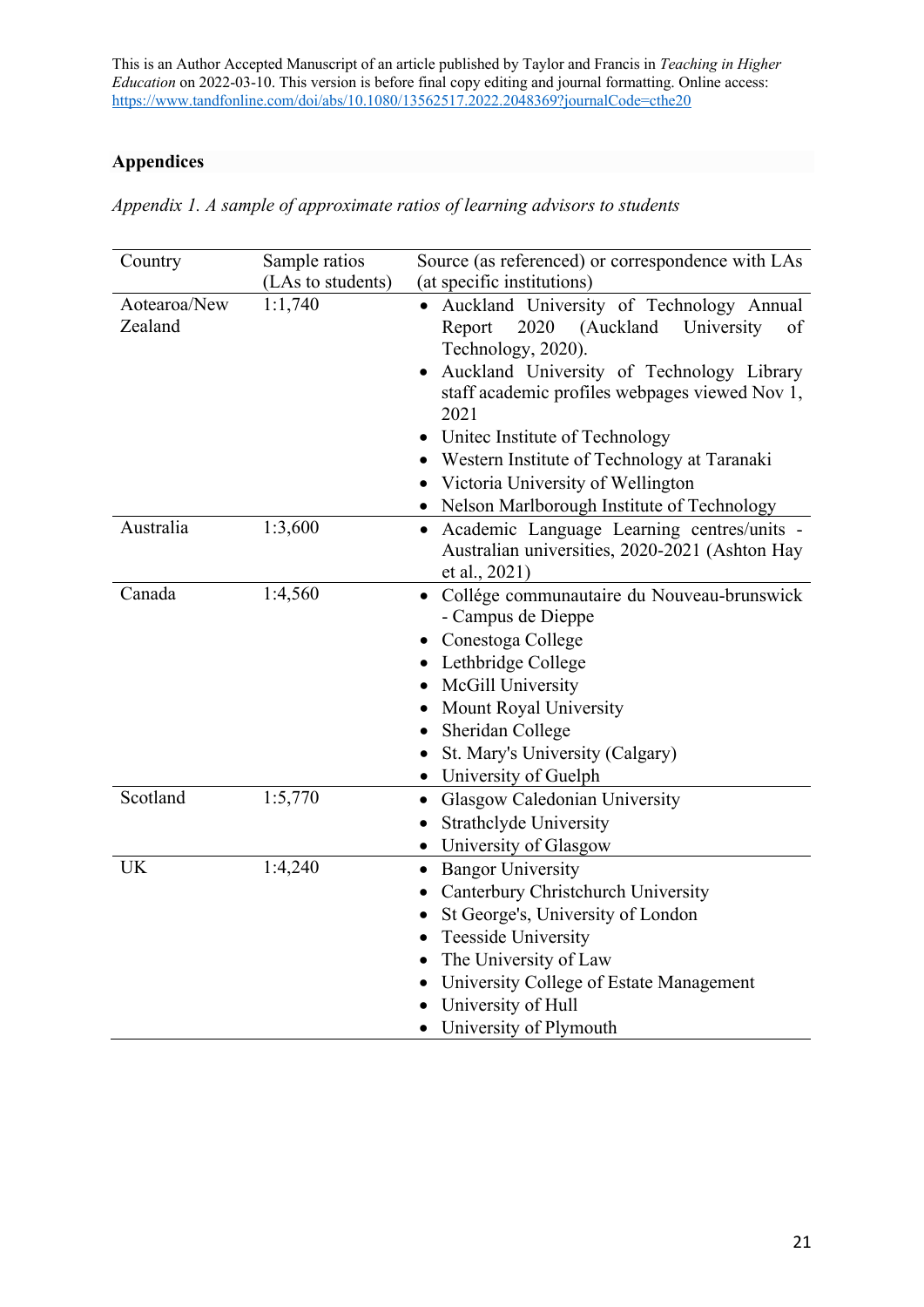This is an Author Accepted Manuscript of an article published by Taylor and Francis in *Teaching in Higher Education* on 2022-03-10. This version is before final copy editing and journal formatting. Online access: https://www.tandfonline.com/doi/abs/10.1080/13562517.2022.2048369?journalCode=cthe20

## Appendices

*Appendix 1. A sample of approximate ratios of learning advisors to students*

| Country | Sample ratios (LAs to students) | Source (as referenced) or correspondence with LAs (at specific institutions) |
|---|---|---|
| Aotearoa/New Zealand | 1:1,740 | • Auckland University of Technology Annual Report 2020 (Auckland University of Technology, 2020).<br>• Auckland University of Technology Library staff academic profiles webpages viewed Nov 1, 2021<br>• Unitec Institute of Technology<br>• Western Institute of Technology at Taranaki<br>• Victoria University of Wellington<br>• Nelson Marlborough Institute of Technology |
| Australia | 1:3,600 | • Academic Language Learning centres/units - Australian universities, 2020-2021 (Ashton Hay et al., 2021) |
| Canada | 1:4,560 | • Collége communautaire du Nouveau-brunswick - Campus de Dieppe<br>• Conestoga College<br>• Lethbridge College<br>• McGill University<br>• Mount Royal University<br>• Sheridan College<br>• St. Mary's University (Calgary)<br>• University of Guelph |
| Scotland | 1:5,770 | • Glasgow Caledonian University<br>• Strathclyde University<br>• University of Glasgow |
| UK | 1:4,240 | • Bangor University<br>• Canterbury Christchurch University<br>• St George's, University of London<br>• Teesside University<br>• The University of Law<br>• University College of Estate Management<br>• University of Hull<br>• University of Plymouth |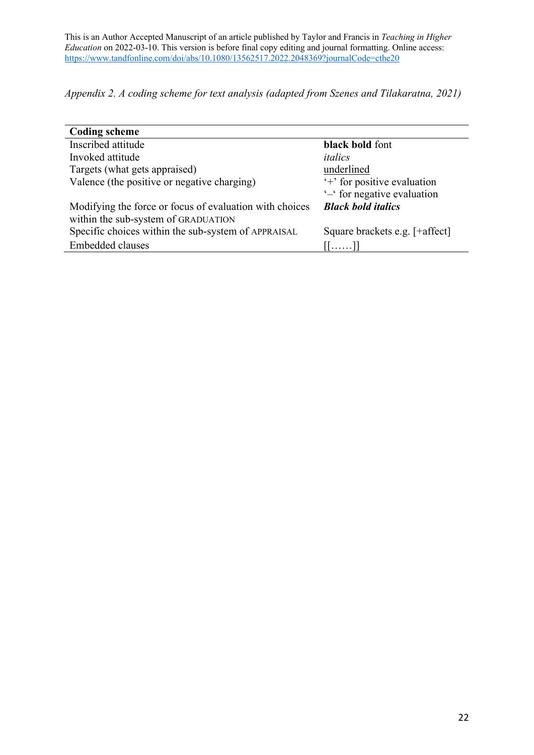This is an Author Accepted Manuscript of an article published by Taylor and Francis in *Teaching in Higher Education* on 2022-03-10. This version is before final copy editing and journal formatting. Online access: https://www.tandfonline.com/doi/abs/10.1080/13562517.2022.2048369?journalCode=cthe20

*Appendix 2. A coding scheme for text analysis (adapted from Szenes and Tilakaratna, 2021)*

| **Coding scheme** | |
|---|---|
| Inscribed attitude | **black bold** font |
| Invoked attitude | *italics* |
| Targets (what gets appraised) | <u>underlined</u> |
| Valence (the positive or negative charging) | '+' for positive evaluation<br>'–' for negative evaluation |
| Modifying the force or focus of evaluation with choices within the sub-system of GRADUATION | ***Black bold italics*** |
| Specific choices within the sub-system of APPRAISAL | Square brackets e.g. [+affect] |
| Embedded clauses | [[……]] |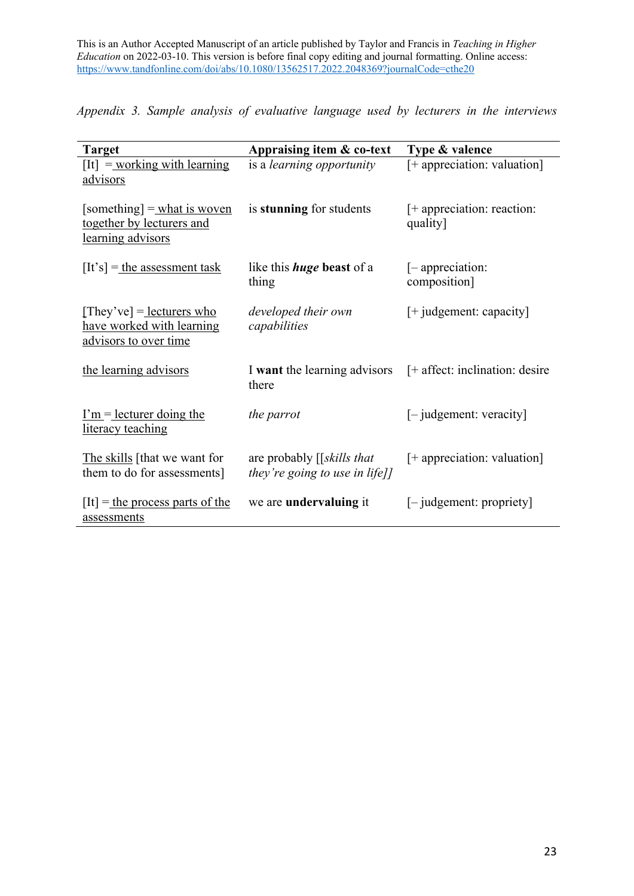This is an Author Accepted Manuscript of an article published by Taylor and Francis in *Teaching in Higher Education* on 2022-03-10. This version is before final copy editing and journal formatting. Online access: https://www.tandfonline.com/doi/abs/10.1080/13562517.2022.2048369?journalCode=cthe20

*Appendix 3. Sample analysis of evaluative language used by lecturers in the interviews*

| **Target** | **Appraising item & co-text** | **Type & valence** |
|---|---|---|
| [It] = working with learning advisors | is a *learning opportunity* | [+ appreciation: valuation] |
| [something] = what is woven together by lecturers and learning advisors | is **stunning** for students | [+ appreciation: reaction: quality] |
| [It's] = the assessment task | like this ***huge*** **beast** of a thing | [– appreciation: composition] |
| [They've] = lecturers who have worked with learning advisors to over time | *developed their own capabilities* | [+ judgement: capacity] |
| the learning advisors | I **want** the learning advisors there | [+ affect: inclination: desire |
| I'm = lecturer doing the literacy teaching | *the parrot* | [– judgement: veracity] |
| The skills [that we want for them to do for assessments] | are probably [[*skills that they're going to use in life]]* | [+ appreciation: valuation] |
| [It] = the process parts of the assessments | we are **undervaluing** it | [– judgement: propriety] |